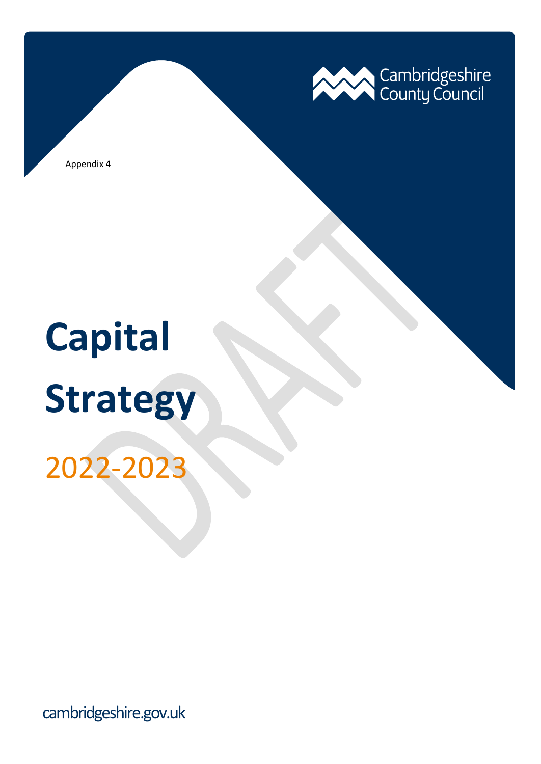Cambridgeshire County Council

Appendix 4

# Capital Strategy

## 2022-2023

DRAFT

cambridgeshire.gov.uk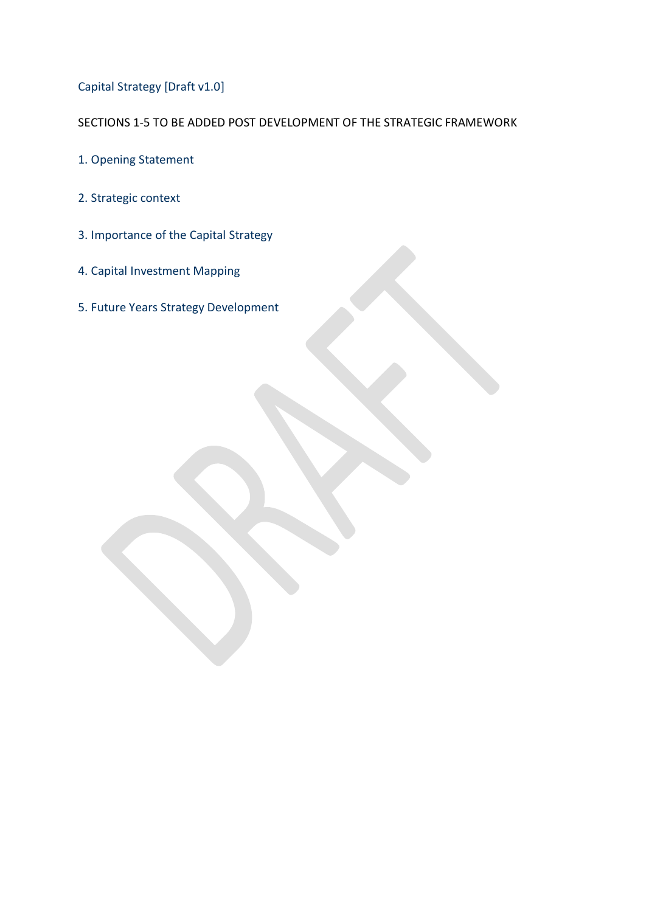# Capital Strategy [Draft v1.0]

SECTIONS 1-5 TO BE ADDED POST DEVELOPMENT OF THE STRATEGIC FRAMEWORK

## 1. Opening Statement

## 2. Strategic context

## 3. Importance of the Capital Strategy

## 4. Capital Investment Mapping

## 5. Future Years Strategy Development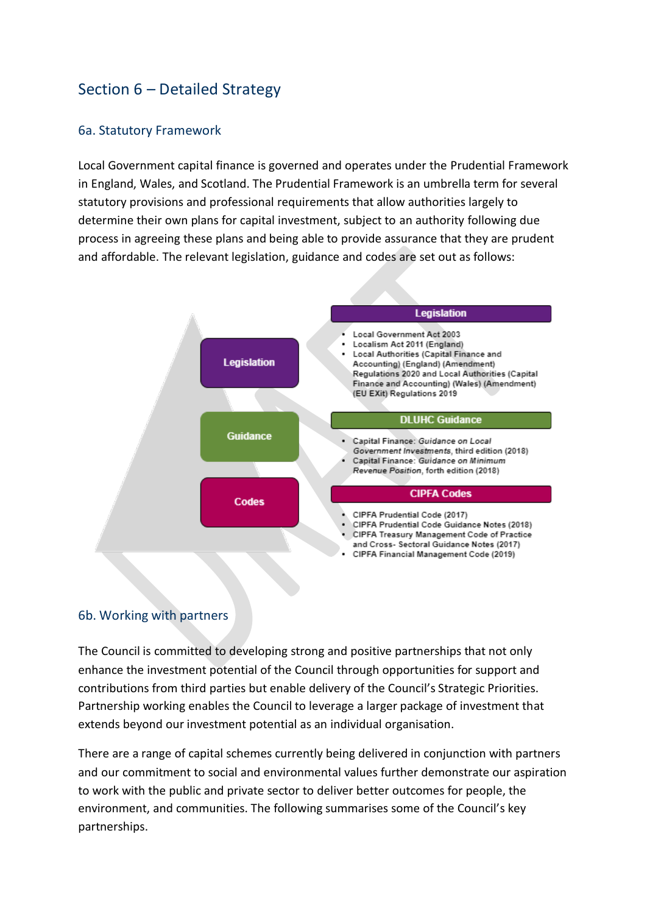## Section 6 – Detailed Strategy

### 6a. Statutory Framework

Local Government capital finance is governed and operates under the Prudential Framework in England, Wales, and Scotland. The Prudential Framework is an umbrella term for several statutory provisions and professional requirements that allow authorities largely to determine their own plans for capital investment, subject to an authority following due process in agreeing these plans and being able to provide assurance that they are prudent and affordable. The relevant legislation, guidance and codes are set out as follows:

**Legislation**

- Local Government Act 2003
- Localism Act 2011 (England)
- Local Authorities (Capital Finance and Accounting) (England) (Amendment) Regulations 2020 and Local Authorities (Capital Finance and Accounting) (Wales) (Amendment) (EU EXit) Regulations 2019

**DLUHC Guidance**

- Capital Finance: *Guidance on Local Government Investments*, third edition (2018)
- Capital Finance: *Guidance on Minimum Revenue Position*, forth edition (2018)

**CIPFA Codes**

- CIPFA Prudential Code (2017)
- CIPFA Prudential Code Guidance Notes (2018)
- CIPFA Treasury Management Code of Practice and Cross- Sectoral Guidance Notes (2017)
- CIPFA Financial Management Code (2019)

### 6b. Working with partners

The Council is committed to developing strong and positive partnerships that not only enhance the investment potential of the Council through opportunities for support and contributions from third parties but enable delivery of the Council's Strategic Priorities. Partnership working enables the Council to leverage a larger package of investment that extends beyond our investment potential as an individual organisation.

There are a range of capital schemes currently being delivered in conjunction with partners and our commitment to social and environmental values further demonstrate our aspiration to work with the public and private sector to deliver better outcomes for people, the environment, and communities. The following summarises some of the Council's key partnerships.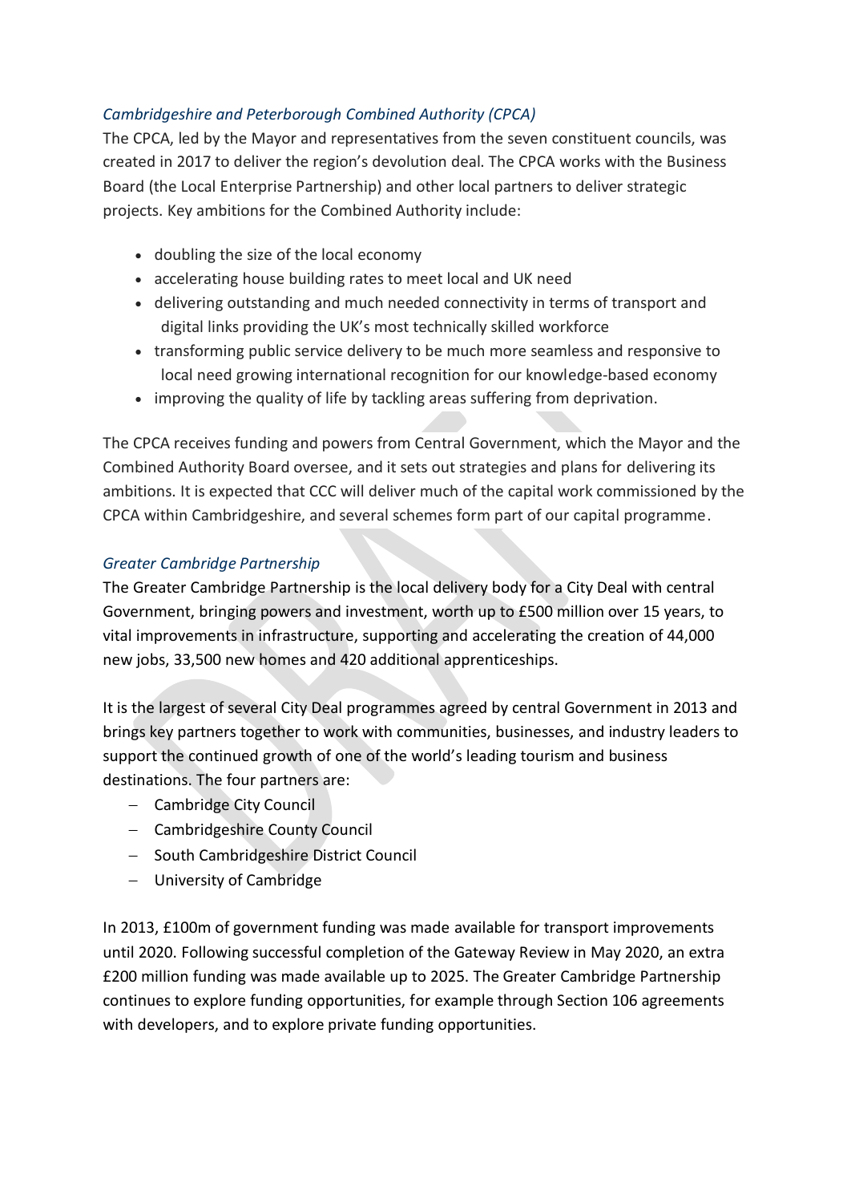*Cambridgeshire and Peterborough Combined Authority (CPCA)*

The CPCA, led by the Mayor and representatives from the seven constituent councils, was created in 2017 to deliver the region's devolution deal. The CPCA works with the Business Board (the Local Enterprise Partnership) and other local partners to deliver strategic projects. Key ambitions for the Combined Authority include:

- doubling the size of the local economy
- accelerating house building rates to meet local and UK need
- delivering outstanding and much needed connectivity in terms of transport and digital links providing the UK's most technically skilled workforce
- transforming public service delivery to be much more seamless and responsive to local need growing international recognition for our knowledge-based economy
- improving the quality of life by tackling areas suffering from deprivation.

The CPCA receives funding and powers from Central Government, which the Mayor and the Combined Authority Board oversee, and it sets out strategies and plans for delivering its ambitions. It is expected that CCC will deliver much of the capital work commissioned by the CPCA within Cambridgeshire, and several schemes form part of our capital programme.

*Greater Cambridge Partnership*

The Greater Cambridge Partnership is the local delivery body for a City Deal with central Government, bringing powers and investment, worth up to £500 million over 15 years, to vital improvements in infrastructure, supporting and accelerating the creation of 44,000 new jobs, 33,500 new homes and 420 additional apprenticeships.

It is the largest of several City Deal programmes agreed by central Government in 2013 and brings key partners together to work with communities, businesses, and industry leaders to support the continued growth of one of the world's leading tourism and business destinations. The four partners are:

- Cambridge City Council
- Cambridgeshire County Council
- South Cambridgeshire District Council
- University of Cambridge

In 2013, £100m of government funding was made available for transport improvements until 2020. Following successful completion of the Gateway Review in May 2020, an extra £200 million funding was made available up to 2025. The Greater Cambridge Partnership continues to explore funding opportunities, for example through Section 106 agreements with developers, and to explore private funding opportunities.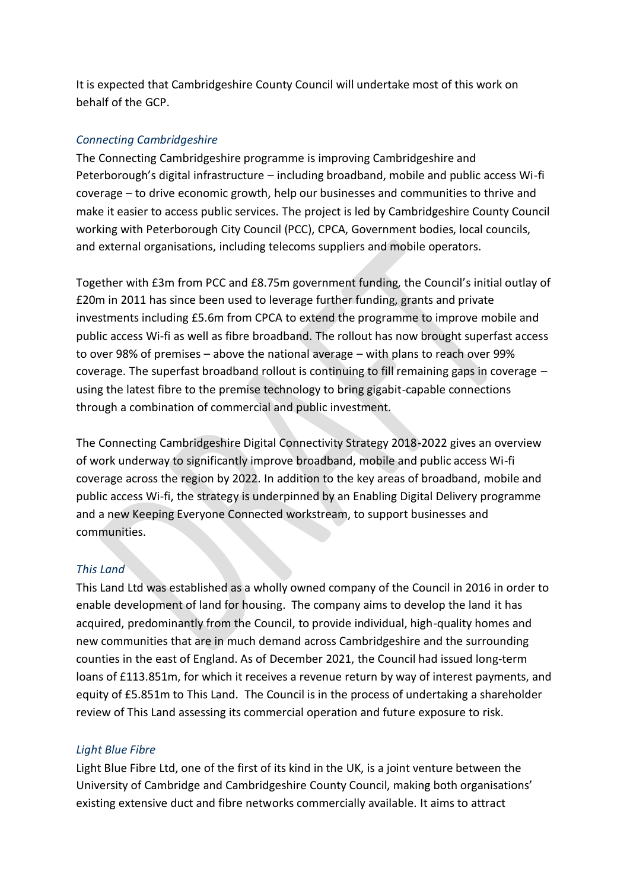It is expected that Cambridgeshire County Council will undertake most of this work on behalf of the GCP.

### *Connecting Cambridgeshire*

The Connecting Cambridgeshire programme is improving Cambridgeshire and Peterborough's digital infrastructure – including broadband, mobile and public access Wi-fi coverage – to drive economic growth, help our businesses and communities to thrive and make it easier to access public services. The project is led by Cambridgeshire County Council working with Peterborough City Council (PCC), CPCA, Government bodies, local councils, and external organisations, including telecoms suppliers and mobile operators.

Together with £3m from PCC and £8.75m government funding, the Council's initial outlay of £20m in 2011 has since been used to leverage further funding, grants and private investments including £5.6m from CPCA to extend the programme to improve mobile and public access Wi-fi as well as fibre broadband. The rollout has now brought superfast access to over 98% of premises – above the national average – with plans to reach over 99% coverage. The superfast broadband rollout is continuing to fill remaining gaps in coverage – using the latest fibre to the premise technology to bring gigabit-capable connections through a combination of commercial and public investment.

The Connecting Cambridgeshire Digital Connectivity Strategy 2018-2022 gives an overview of work underway to significantly improve broadband, mobile and public access Wi-fi coverage across the region by 2022. In addition to the key areas of broadband, mobile and public access Wi-fi, the strategy is underpinned by an Enabling Digital Delivery programme and a new Keeping Everyone Connected workstream, to support businesses and communities.

### *This Land*

This Land Ltd was established as a wholly owned company of the Council in 2016 in order to enable development of land for housing. The company aims to develop the land it has acquired, predominantly from the Council, to provide individual, high-quality homes and new communities that are in much demand across Cambridgeshire and the surrounding counties in the east of England. As of December 2021, the Council had issued long-term loans of £113.851m, for which it receives a revenue return by way of interest payments, and equity of £5.851m to This Land. The Council is in the process of undertaking a shareholder review of This Land assessing its commercial operation and future exposure to risk.

### *Light Blue Fibre*

Light Blue Fibre Ltd, one of the first of its kind in the UK, is a joint venture between the University of Cambridge and Cambridgeshire County Council, making both organisations' existing extensive duct and fibre networks commercially available. It aims to attract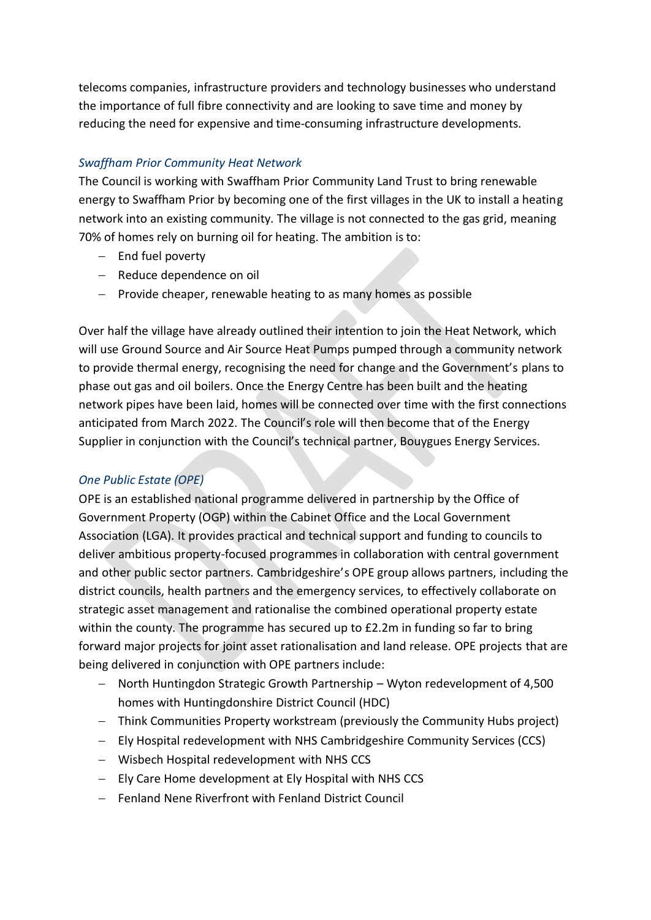telecoms companies, infrastructure providers and technology businesses who understand the importance of full fibre connectivity and are looking to save time and money by reducing the need for expensive and time-consuming infrastructure developments.

### *Swaffham Prior Community Heat Network*

The Council is working with Swaffham Prior Community Land Trust to bring renewable energy to Swaffham Prior by becoming one of the first villages in the UK to install a heating network into an existing community. The village is not connected to the gas grid, meaning 70% of homes rely on burning oil for heating. The ambition is to:

- End fuel poverty
- Reduce dependence on oil
- Provide cheaper, renewable heating to as many homes as possible

Over half the village have already outlined their intention to join the Heat Network, which will use Ground Source and Air Source Heat Pumps pumped through a community network to provide thermal energy, recognising the need for change and the Government's plans to phase out gas and oil boilers. Once the Energy Centre has been built and the heating network pipes have been laid, homes will be connected over time with the first connections anticipated from March 2022. The Council's role will then become that of the Energy Supplier in conjunction with the Council's technical partner, Bouygues Energy Services.

### *One Public Estate (OPE)*

OPE is an established national programme delivered in partnership by the Office of Government Property (OGP) within the Cabinet Office and the Local Government Association (LGA). It provides practical and technical support and funding to councils to deliver ambitious property-focused programmes in collaboration with central government and other public sector partners. Cambridgeshire's OPE group allows partners, including the district councils, health partners and the emergency services, to effectively collaborate on strategic asset management and rationalise the combined operational property estate within the county. The programme has secured up to £2.2m in funding so far to bring forward major projects for joint asset rationalisation and land release. OPE projects that are being delivered in conjunction with OPE partners include:

- North Huntingdon Strategic Growth Partnership – Wyton redevelopment of 4,500 homes with Huntingdonshire District Council (HDC)
- Think Communities Property workstream (previously the Community Hubs project)
- Ely Hospital redevelopment with NHS Cambridgeshire Community Services (CCS)
- Wisbech Hospital redevelopment with NHS CCS
- Ely Care Home development at Ely Hospital with NHS CCS
- Fenland Nene Riverfront with Fenland District Council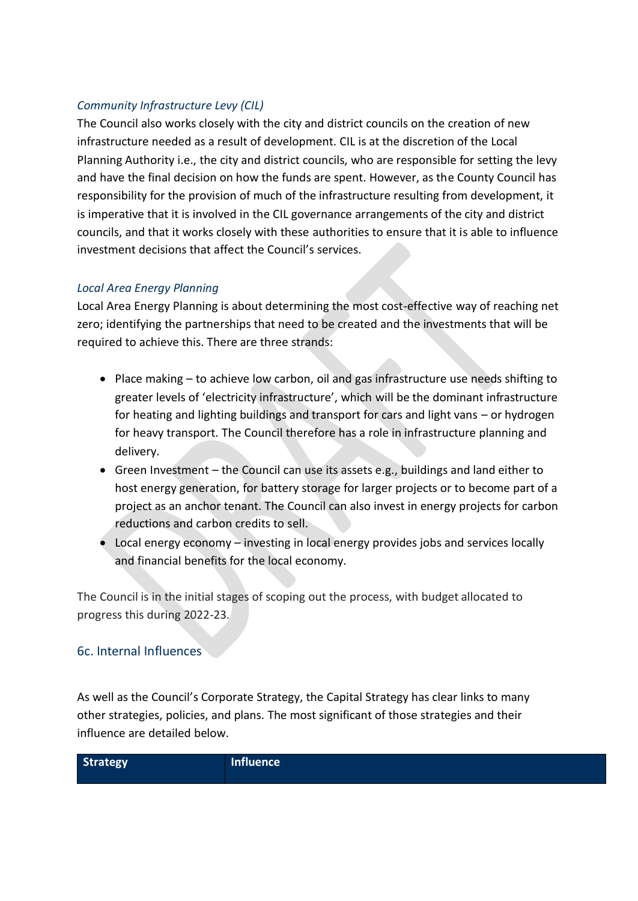*Community Infrastructure Levy (CIL)*

The Council also works closely with the city and district councils on the creation of new infrastructure needed as a result of development. CIL is at the discretion of the Local Planning Authority i.e., the city and district councils, who are responsible for setting the levy and have the final decision on how the funds are spent. However, as the County Council has responsibility for the provision of much of the infrastructure resulting from development, it is imperative that it is involved in the CIL governance arrangements of the city and district councils, and that it works closely with these authorities to ensure that it is able to influence investment decisions that affect the Council's services.

*Local Area Energy Planning*

Local Area Energy Planning is about determining the most cost-effective way of reaching net zero; identifying the partnerships that need to be created and the investments that will be required to achieve this. There are three strands:

- Place making – to achieve low carbon, oil and gas infrastructure use needs shifting to greater levels of 'electricity infrastructure', which will be the dominant infrastructure for heating and lighting buildings and transport for cars and light vans – or hydrogen for heavy transport. The Council therefore has a role in infrastructure planning and delivery.
- Green Investment – the Council can use its assets e.g., buildings and land either to host energy generation, for battery storage for larger projects or to become part of a project as an anchor tenant. The Council can also invest in energy projects for carbon reductions and carbon credits to sell.
- Local energy economy – investing in local energy provides jobs and services locally and financial benefits for the local economy.

The Council is in the initial stages of scoping out the process, with budget allocated to progress this during 2022-23.

## 6c. Internal Influences

As well as the Council's Corporate Strategy, the Capital Strategy has clear links to many other strategies, policies, and plans. The most significant of those strategies and their influence are detailed below.

| Strategy | Influence |
| --- | --- |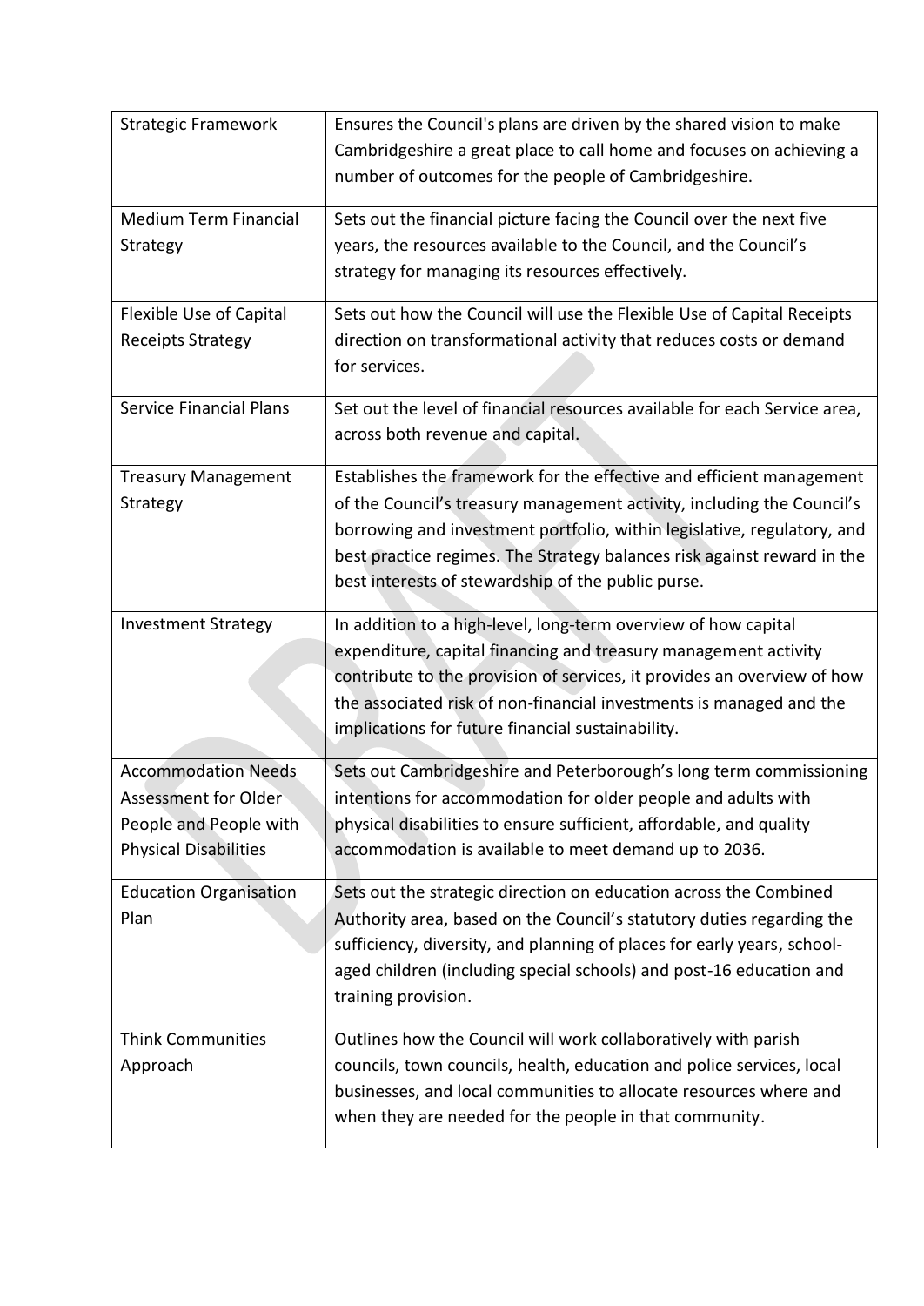| | |
|---|---|
| Strategic Framework | Ensures the Council's plans are driven by the shared vision to make Cambridgeshire a great place to call home and focuses on achieving a number of outcomes for the people of Cambridgeshire. |
| Medium Term Financial Strategy | Sets out the financial picture facing the Council over the next five years, the resources available to the Council, and the Council's strategy for managing its resources effectively. |
| Flexible Use of Capital Receipts Strategy | Sets out how the Council will use the Flexible Use of Capital Receipts direction on transformational activity that reduces costs or demand for services. |
| Service Financial Plans | Set out the level of financial resources available for each Service area, across both revenue and capital. |
| Treasury Management Strategy | Establishes the framework for the effective and efficient management of the Council's treasury management activity, including the Council's borrowing and investment portfolio, within legislative, regulatory, and best practice regimes. The Strategy balances risk against reward in the best interests of stewardship of the public purse. |
| Investment Strategy | In addition to a high-level, long-term overview of how capital expenditure, capital financing and treasury management activity contribute to the provision of services, it provides an overview of how the associated risk of non-financial investments is managed and the implications for future financial sustainability. |
| Accommodation Needs Assessment for Older People and People with Physical Disabilities | Sets out Cambridgeshire and Peterborough's long term commissioning intentions for accommodation for older people and adults with physical disabilities to ensure sufficient, affordable, and quality accommodation is available to meet demand up to 2036. |
| Education Organisation Plan | Sets out the strategic direction on education across the Combined Authority area, based on the Council's statutory duties regarding the sufficiency, diversity, and planning of places for early years, school-aged children (including special schools) and post-16 education and training provision. |
| Think Communities Approach | Outlines how the Council will work collaboratively with parish councils, town councils, health, education and police services, local businesses, and local communities to allocate resources where and when they are needed for the people in that community. |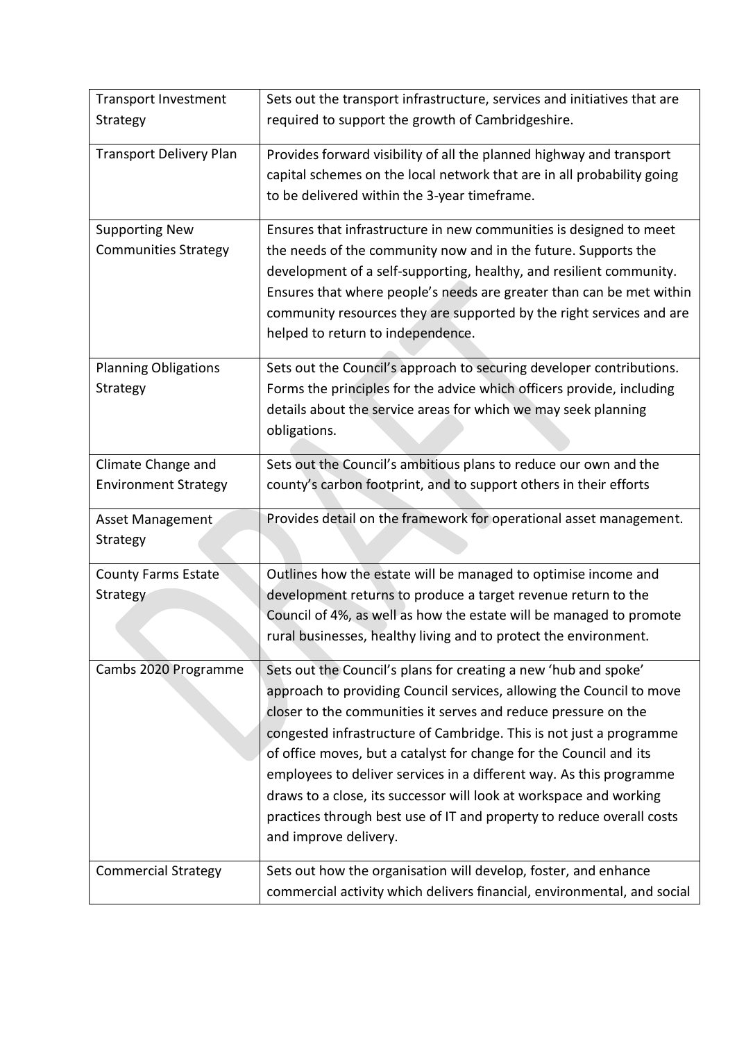| | |
|---|---|
| Transport Investment Strategy | Sets out the transport infrastructure, services and initiatives that are required to support the growth of Cambridgeshire. |
| Transport Delivery Plan | Provides forward visibility of all the planned highway and transport capital schemes on the local network that are in all probability going to be delivered within the 3-year timeframe. |
| Supporting New Communities Strategy | Ensures that infrastructure in new communities is designed to meet the needs of the community now and in the future. Supports the development of a self-supporting, healthy, and resilient community. Ensures that where people's needs are greater than can be met within community resources they are supported by the right services and are helped to return to independence. |
| Planning Obligations Strategy | Sets out the Council's approach to securing developer contributions. Forms the principles for the advice which officers provide, including details about the service areas for which we may seek planning obligations. |
| Climate Change and Environment Strategy | Sets out the Council's ambitious plans to reduce our own and the county's carbon footprint, and to support others in their efforts |
| Asset Management Strategy | Provides detail on the framework for operational asset management. |
| County Farms Estate Strategy | Outlines how the estate will be managed to optimise income and development returns to produce a target revenue return to the Council of 4%, as well as how the estate will be managed to promote rural businesses, healthy living and to protect the environment. |
| Cambs 2020 Programme | Sets out the Council's plans for creating a new 'hub and spoke' approach to providing Council services, allowing the Council to move closer to the communities it serves and reduce pressure on the congested infrastructure of Cambridge. This is not just a programme of office moves, but a catalyst for change for the Council and its employees to deliver services in a different way. As this programme draws to a close, its successor will look at workspace and working practices through best use of IT and property to reduce overall costs and improve delivery. |
| Commercial Strategy | Sets out how the organisation will develop, foster, and enhance commercial activity which delivers financial, environmental, and social |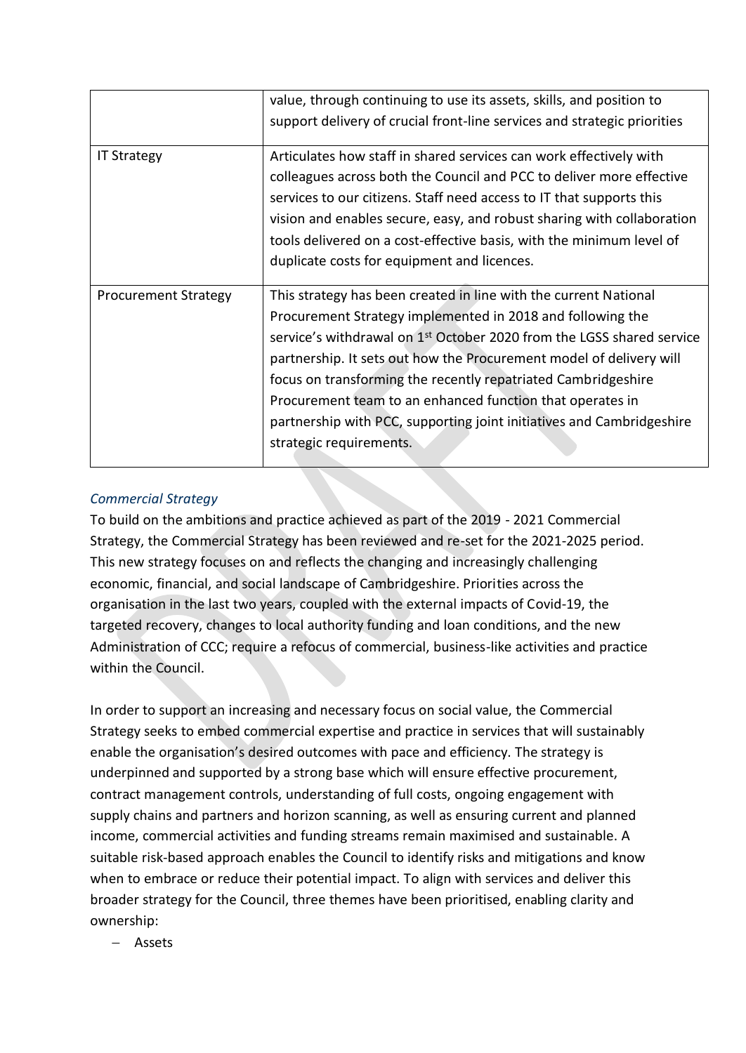|  |  |
|---|---|
|  | value, through continuing to use its assets, skills, and position to support delivery of crucial front-line services and strategic priorities |
| IT Strategy | Articulates how staff in shared services can work effectively with colleagues across both the Council and PCC to deliver more effective services to our citizens. Staff need access to IT that supports this vision and enables secure, easy, and robust sharing with collaboration tools delivered on a cost-effective basis, with the minimum level of duplicate costs for equipment and licences. |
| Procurement Strategy | This strategy has been created in line with the current National Procurement Strategy implemented in 2018 and following the service's withdrawal on 1st October 2020 from the LGSS shared service partnership. It sets out how the Procurement model of delivery will focus on transforming the recently repatriated Cambridgeshire Procurement team to an enhanced function that operates in partnership with PCC, supporting joint initiatives and Cambridgeshire strategic requirements. |

### *Commercial Strategy*

To build on the ambitions and practice achieved as part of the 2019 - 2021 Commercial Strategy, the Commercial Strategy has been reviewed and re-set for the 2021-2025 period. This new strategy focuses on and reflects the changing and increasingly challenging economic, financial, and social landscape of Cambridgeshire. Priorities across the organisation in the last two years, coupled with the external impacts of Covid-19, the targeted recovery, changes to local authority funding and loan conditions, and the new Administration of CCC; require a refocus of commercial, business-like activities and practice within the Council.

In order to support an increasing and necessary focus on social value, the Commercial Strategy seeks to embed commercial expertise and practice in services that will sustainably enable the organisation's desired outcomes with pace and efficiency. The strategy is underpinned and supported by a strong base which will ensure effective procurement, contract management controls, understanding of full costs, ongoing engagement with supply chains and partners and horizon scanning, as well as ensuring current and planned income, commercial activities and funding streams remain maximised and sustainable. A suitable risk-based approach enables the Council to identify risks and mitigations and know when to embrace or reduce their potential impact. To align with services and deliver this broader strategy for the Council, three themes have been prioritised, enabling clarity and ownership:

- Assets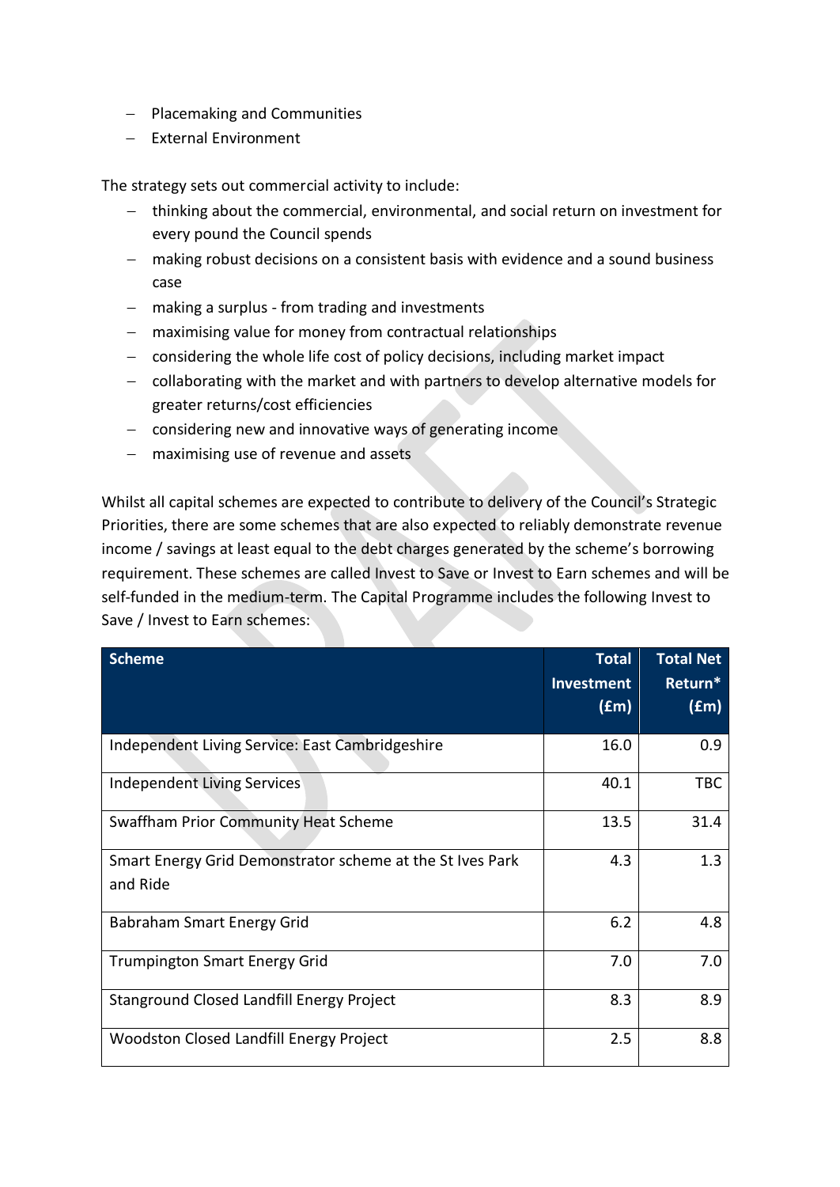- Placemaking and Communities
- External Environment

The strategy sets out commercial activity to include:

- thinking about the commercial, environmental, and social return on investment for every pound the Council spends
- making robust decisions on a consistent basis with evidence and a sound business case
- making a surplus - from trading and investments
- maximising value for money from contractual relationships
- considering the whole life cost of policy decisions, including market impact
- collaborating with the market and with partners to develop alternative models for greater returns/cost efficiencies
- considering new and innovative ways of generating income
- maximising use of revenue and assets

Whilst all capital schemes are expected to contribute to delivery of the Council's Strategic Priorities, there are some schemes that are also expected to reliably demonstrate revenue income / savings at least equal to the debt charges generated by the scheme's borrowing requirement. These schemes are called Invest to Save or Invest to Earn schemes and will be self-funded in the medium-term. The Capital Programme includes the following Invest to Save / Invest to Earn schemes:

| Scheme | Total Investment (£m) | Total Net Return* (£m) |
|---|---:|---:|
| Independent Living Service: East Cambridgeshire | 16.0 | 0.9 |
| Independent Living Services | 40.1 | TBC |
| Swaffham Prior Community Heat Scheme | 13.5 | 31.4 |
| Smart Energy Grid Demonstrator scheme at the St Ives Park and Ride | 4.3 | 1.3 |
| Babraham Smart Energy Grid | 6.2 | 4.8 |
| Trumpington Smart Energy Grid | 7.0 | 7.0 |
| Stanground Closed Landfill Energy Project | 8.3 | 8.9 |
| Woodston Closed Landfill Energy Project | 2.5 | 8.8 |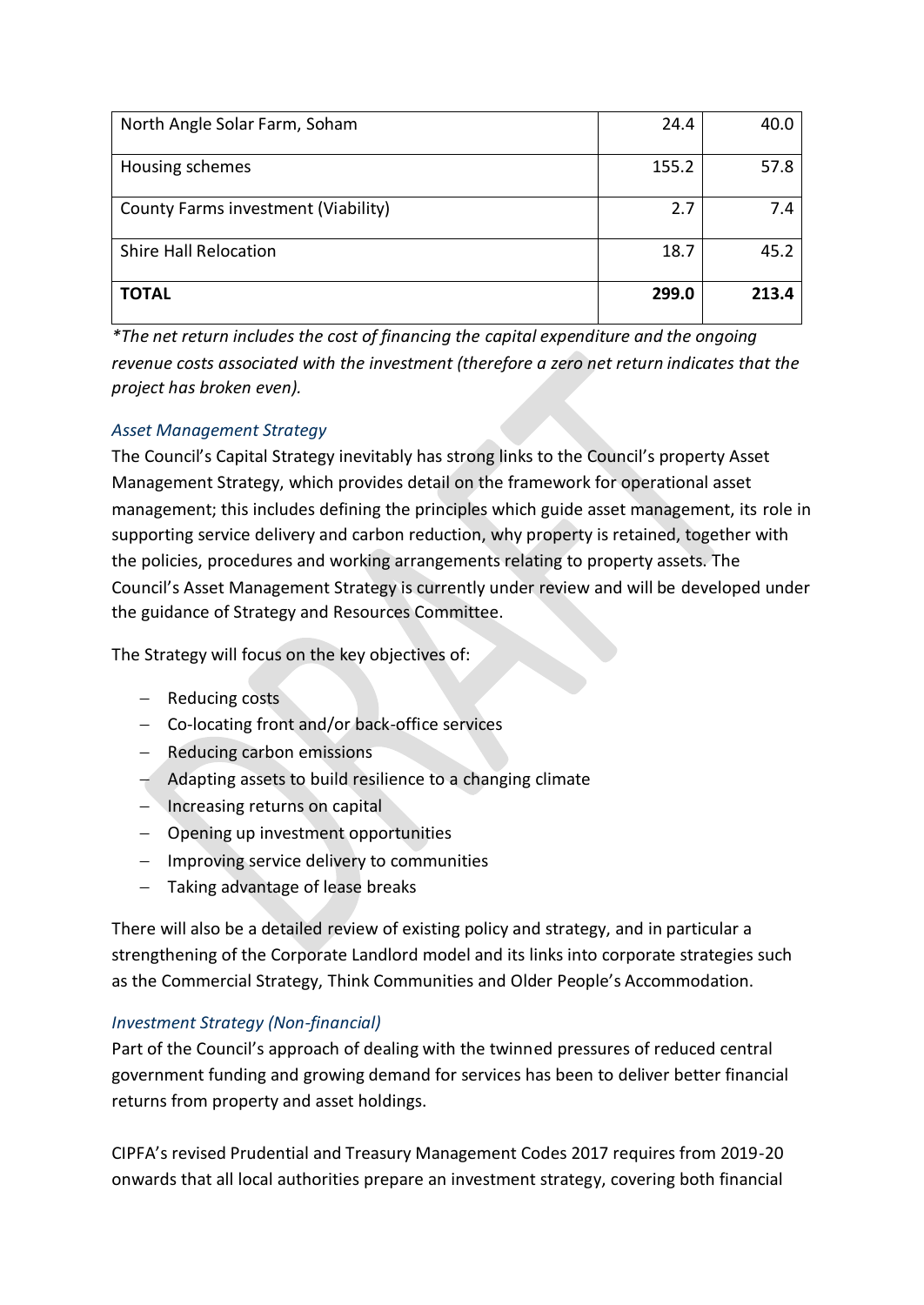| North Angle Solar Farm, Soham | 24.4 | 40.0 |
| --- | --- | --- |
| Housing schemes | 155.2 | 57.8 |
| County Farms investment (Viability) | 2.7 | 7.4 |
| Shire Hall Relocation | 18.7 | 45.2 |
| **TOTAL** | **299.0** | **213.4** |

*\*The net return includes the cost of financing the capital expenditure and the ongoing revenue costs associated with the investment (therefore a zero net return indicates that the project has broken even).*

### *Asset Management Strategy*

The Council's Capital Strategy inevitably has strong links to the Council's property Asset Management Strategy, which provides detail on the framework for operational asset management; this includes defining the principles which guide asset management, its role in supporting service delivery and carbon reduction, why property is retained, together with the policies, procedures and working arrangements relating to property assets. The Council's Asset Management Strategy is currently under review and will be developed under the guidance of Strategy and Resources Committee.

The Strategy will focus on the key objectives of:

- Reducing costs
- Co-locating front and/or back-office services
- Reducing carbon emissions
- Adapting assets to build resilience to a changing climate
- Increasing returns on capital
- Opening up investment opportunities
- Improving service delivery to communities
- Taking advantage of lease breaks

There will also be a detailed review of existing policy and strategy, and in particular a strengthening of the Corporate Landlord model and its links into corporate strategies such as the Commercial Strategy, Think Communities and Older People's Accommodation.

### *Investment Strategy (Non-financial)*

Part of the Council's approach of dealing with the twinned pressures of reduced central government funding and growing demand for services has been to deliver better financial returns from property and asset holdings.

CIPFA's revised Prudential and Treasury Management Codes 2017 requires from 2019-20 onwards that all local authorities prepare an investment strategy, covering both financial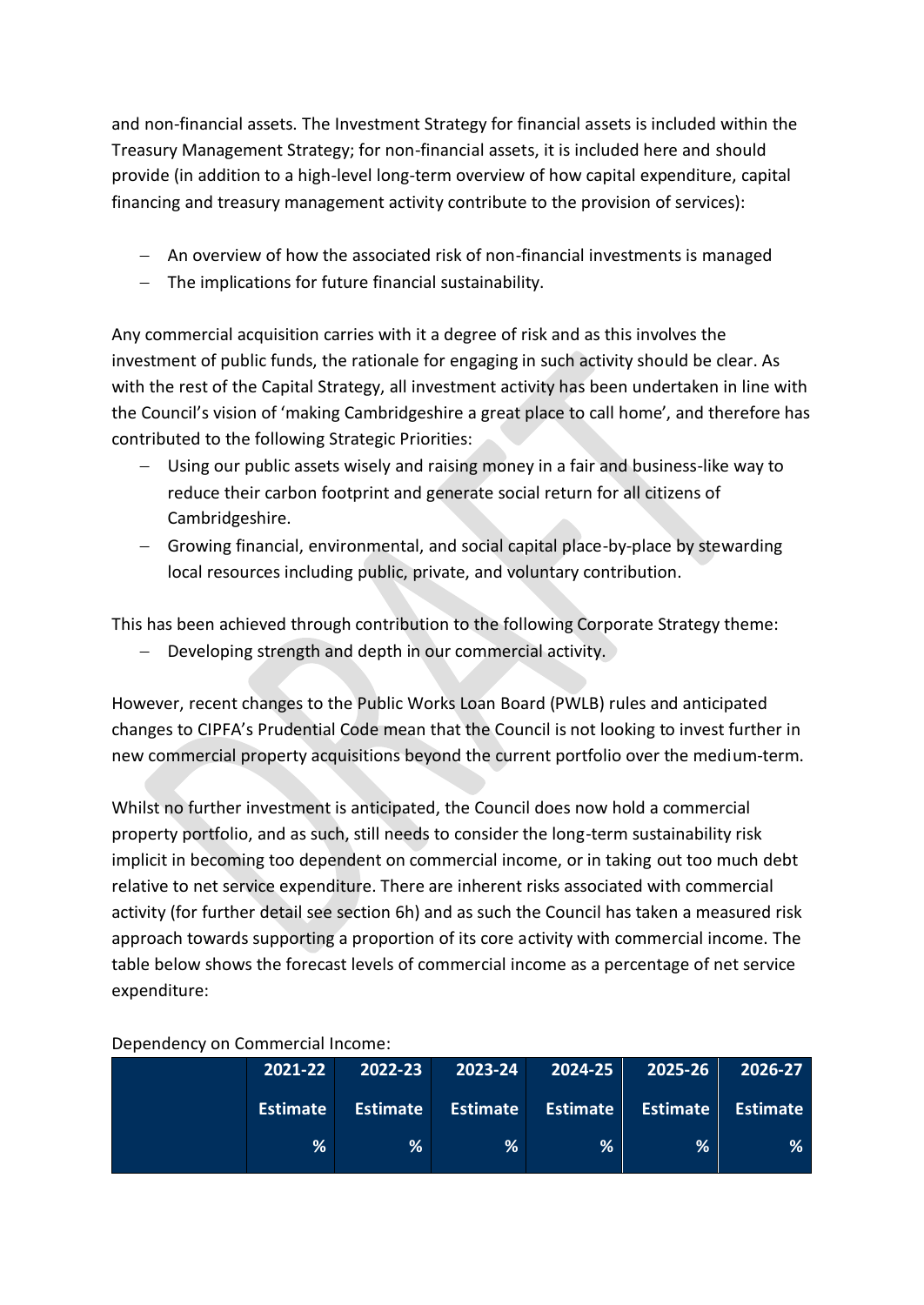and non-financial assets. The Investment Strategy for financial assets is included within the Treasury Management Strategy; for non-financial assets, it is included here and should provide (in addition to a high-level long-term overview of how capital expenditure, capital financing and treasury management activity contribute to the provision of services):

- An overview of how the associated risk of non-financial investments is managed
- The implications for future financial sustainability.

Any commercial acquisition carries with it a degree of risk and as this involves the investment of public funds, the rationale for engaging in such activity should be clear. As with the rest of the Capital Strategy, all investment activity has been undertaken in line with the Council's vision of 'making Cambridgeshire a great place to call home', and therefore has contributed to the following Strategic Priorities:

- Using our public assets wisely and raising money in a fair and business-like way to reduce their carbon footprint and generate social return for all citizens of Cambridgeshire.
- Growing financial, environmental, and social capital place-by-place by stewarding local resources including public, private, and voluntary contribution.

This has been achieved through contribution to the following Corporate Strategy theme:

- Developing strength and depth in our commercial activity.

However, recent changes to the Public Works Loan Board (PWLB) rules and anticipated changes to CIPFA's Prudential Code mean that the Council is not looking to invest further in new commercial property acquisitions beyond the current portfolio over the medium-term.

Whilst no further investment is anticipated, the Council does now hold a commercial property portfolio, and as such, still needs to consider the long-term sustainability risk implicit in becoming too dependent on commercial income, or in taking out too much debt relative to net service expenditure. There are inherent risks associated with commercial activity (for further detail see section 6h) and as such the Council has taken a measured risk approach towards supporting a proportion of its core activity with commercial income. The table below shows the forecast levels of commercial income as a percentage of net service expenditure:

Dependency on Commercial Income:

| | 2021-22 Estimate % | 2022-23 Estimate % | 2023-24 Estimate % | 2024-25 Estimate % | 2025-26 Estimate % | 2026-27 Estimate % |
|---|---|---|---|---|---|---|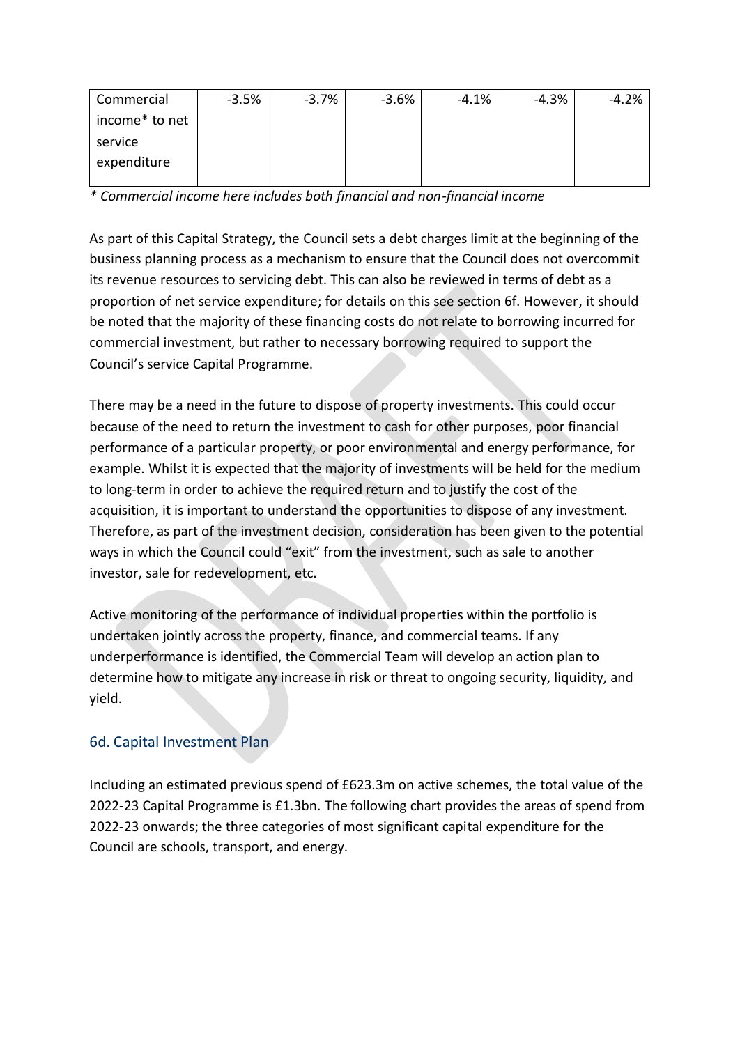| Commercial income* to net service expenditure | -3.5% | -3.7% | -3.6% | -4.1% | -4.3% | -4.2% |
|---|---|---|---|---|---|---|

*\* Commercial income here includes both financial and non-financial income*

As part of this Capital Strategy, the Council sets a debt charges limit at the beginning of the business planning process as a mechanism to ensure that the Council does not overcommit its revenue resources to servicing debt. This can also be reviewed in terms of debt as a proportion of net service expenditure; for details on this see section 6f. However, it should be noted that the majority of these financing costs do not relate to borrowing incurred for commercial investment, but rather to necessary borrowing required to support the Council's service Capital Programme.

There may be a need in the future to dispose of property investments. This could occur because of the need to return the investment to cash for other purposes, poor financial performance of a particular property, or poor environmental and energy performance, for example. Whilst it is expected that the majority of investments will be held for the medium to long-term in order to achieve the required return and to justify the cost of the acquisition, it is important to understand the opportunities to dispose of any investment. Therefore, as part of the investment decision, consideration has been given to the potential ways in which the Council could "exit" from the investment, such as sale to another investor, sale for redevelopment, etc.

Active monitoring of the performance of individual properties within the portfolio is undertaken jointly across the property, finance, and commercial teams. If any underperformance is identified, the Commercial Team will develop an action plan to determine how to mitigate any increase in risk or threat to ongoing security, liquidity, and yield.

## 6d. Capital Investment Plan

Including an estimated previous spend of £623.3m on active schemes, the total value of the 2022-23 Capital Programme is £1.3bn. The following chart provides the areas of spend from 2022-23 onwards; the three categories of most significant capital expenditure for the Council are schools, transport, and energy.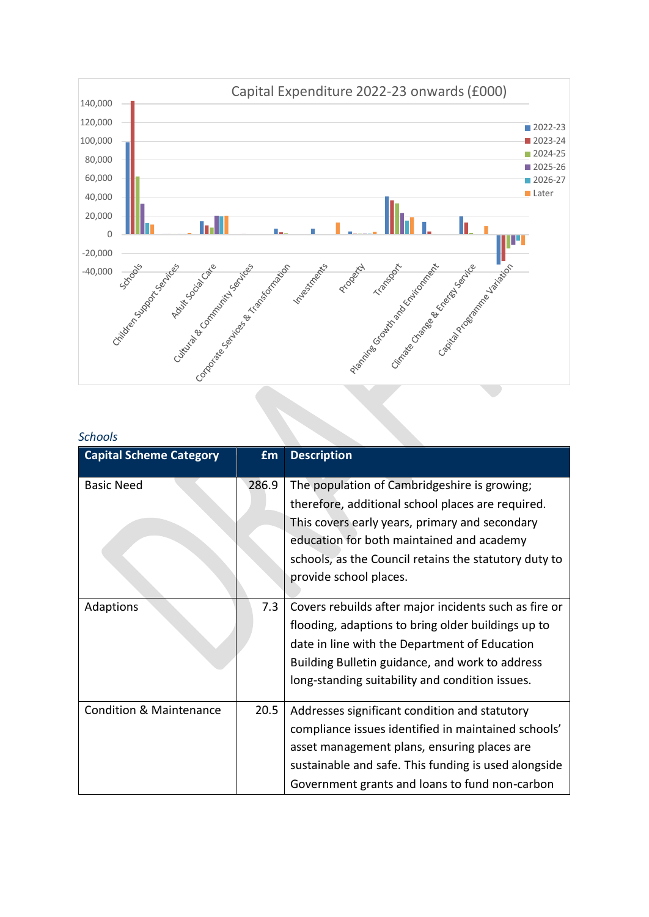Capital Expenditure 2022-23 onwards (£000)

*Schools*

| Capital Scheme Category | £m | Description |
|---|---|---|
| Basic Need | 286.9 | The population of Cambridgeshire is growing; therefore, additional school places are required. This covers early years, primary and secondary education for both maintained and academy schools, as the Council retains the statutory duty to provide school places. |
| Adaptions | 7.3 | Covers rebuilds after major incidents such as fire or flooding, adaptions to bring older buildings up to date in line with the Department of Education Building Bulletin guidance, and work to address long-standing suitability and condition issues. |
| Condition & Maintenance | 20.5 | Addresses significant condition and statutory compliance issues identified in maintained schools' asset management plans, ensuring places are sustainable and safe. This funding is used alongside Government grants and loans to fund non-carbon |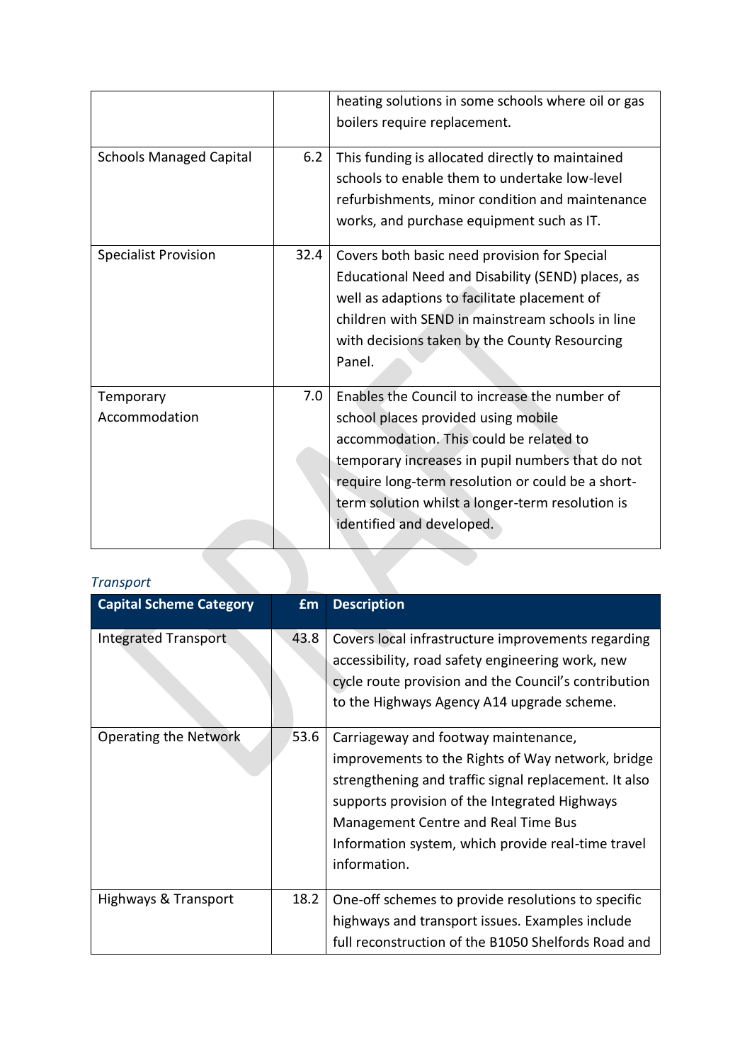| | | |
|---|---|---|
| | | heating solutions in some schools where oil or gas boilers require replacement. |
| Schools Managed Capital | 6.2 | This funding is allocated directly to maintained schools to enable them to undertake low-level refurbishments, minor condition and maintenance works, and purchase equipment such as IT. |
| Specialist Provision | 32.4 | Covers both basic need provision for Special Educational Need and Disability (SEND) places, as well as adaptions to facilitate placement of children with SEND in mainstream schools in line with decisions taken by the County Resourcing Panel. |
| Temporary Accommodation | 7.0 | Enables the Council to increase the number of school places provided using mobile accommodation. This could be related to temporary increases in pupil numbers that do not require long-term resolution or could be a short-term solution whilst a longer-term resolution is identified and developed. |

*Transport*

| Capital Scheme Category | £m | Description |
|---|---|---|
| Integrated Transport | 43.8 | Covers local infrastructure improvements regarding accessibility, road safety engineering work, new cycle route provision and the Council's contribution to the Highways Agency A14 upgrade scheme. |
| Operating the Network | 53.6 | Carriageway and footway maintenance, improvements to the Rights of Way network, bridge strengthening and traffic signal replacement. It also supports provision of the Integrated Highways Management Centre and Real Time Bus Information system, which provide real-time travel information. |
| Highways & Transport | 18.2 | One-off schemes to provide resolutions to specific highways and transport issues. Examples include full reconstruction of the B1050 Shelfords Road and |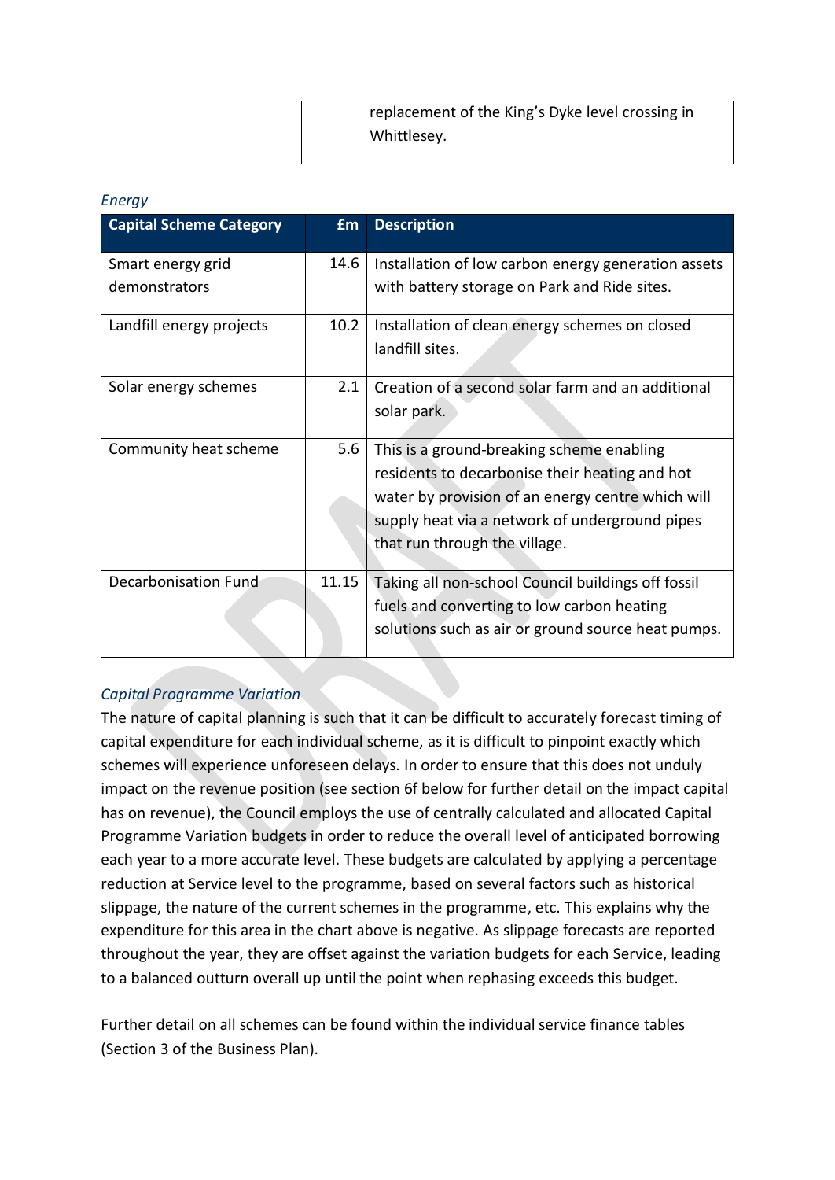| | | replacement of the King's Dyke level crossing in Whittlesey. |
|---|---|---|

*Energy*

| Capital Scheme Category | £m | Description |
|---|---|---|
| Smart energy grid demonstrators | 14.6 | Installation of low carbon energy generation assets with battery storage on Park and Ride sites. |
| Landfill energy projects | 10.2 | Installation of clean energy schemes on closed landfill sites. |
| Solar energy schemes | 2.1 | Creation of a second solar farm and an additional solar park. |
| Community heat scheme | 5.6 | This is a ground-breaking scheme enabling residents to decarbonise their heating and hot water by provision of an energy centre which will supply heat via a network of underground pipes that run through the village. |
| Decarbonisation Fund | 11.15 | Taking all non-school Council buildings off fossil fuels and converting to low carbon heating solutions such as air or ground source heat pumps. |

*Capital Programme Variation*

The nature of capital planning is such that it can be difficult to accurately forecast timing of capital expenditure for each individual scheme, as it is difficult to pinpoint exactly which schemes will experience unforeseen delays. In order to ensure that this does not unduly impact on the revenue position (see section 6f below for further detail on the impact capital has on revenue), the Council employs the use of centrally calculated and allocated Capital Programme Variation budgets in order to reduce the overall level of anticipated borrowing each year to a more accurate level. These budgets are calculated by applying a percentage reduction at Service level to the programme, based on several factors such as historical slippage, the nature of the current schemes in the programme, etc. This explains why the expenditure for this area in the chart above is negative. As slippage forecasts are reported throughout the year, they are offset against the variation budgets for each Service, leading to a balanced outturn overall up until the point when rephasing exceeds this budget.

Further detail on all schemes can be found within the individual service finance tables (Section 3 of the Business Plan).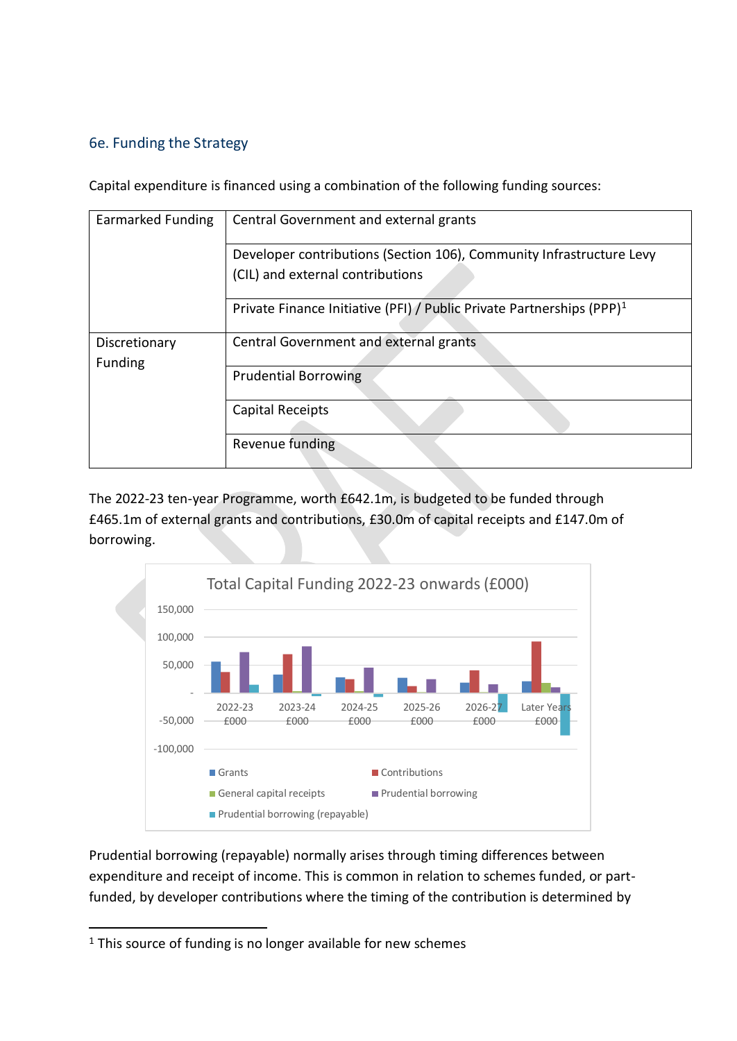## 6e. Funding the Strategy

Capital expenditure is financed using a combination of the following funding sources:

| | |
|---|---|
| Earmarked Funding | Central Government and external grants |
| | Developer contributions (Section 106), Community Infrastructure Levy (CIL) and external contributions |
| | Private Finance Initiative (PFI) / Public Private Partnerships (PPP)[1] |
| Discretionary Funding | Central Government and external grants |
| | Prudential Borrowing |
| | Capital Receipts |
| | Revenue funding |

The 2022-23 ten-year Programme, worth £642.1m, is budgeted to be funded through £465.1m of external grants and contributions, £30.0m of capital receipts and £147.0m of borrowing.

Total Capital Funding 2022-23 onwards (£000)

Prudential borrowing (repayable) normally arises through timing differences between expenditure and receipt of income. This is common in relation to schemes funded, or part-funded, by developer contributions where the timing of the contribution is determined by

[1] This source of funding is no longer available for new schemes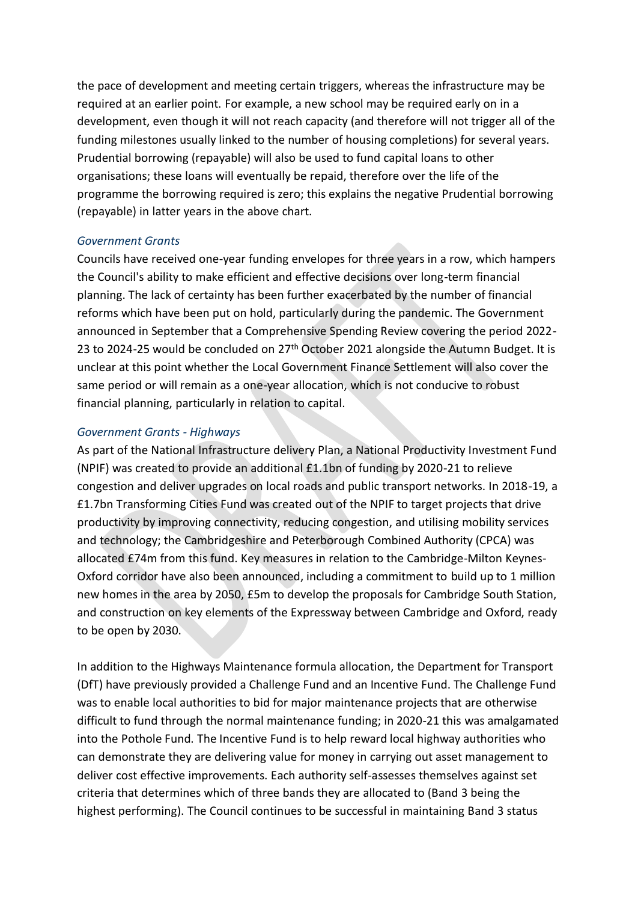the pace of development and meeting certain triggers, whereas the infrastructure may be required at an earlier point. For example, a new school may be required early on in a development, even though it will not reach capacity (and therefore will not trigger all of the funding milestones usually linked to the number of housing completions) for several years. Prudential borrowing (repayable) will also be used to fund capital loans to other organisations; these loans will eventually be repaid, therefore over the life of the programme the borrowing required is zero; this explains the negative Prudential borrowing (repayable) in latter years in the above chart.

*Government Grants*

Councils have received one-year funding envelopes for three years in a row, which hampers the Council's ability to make efficient and effective decisions over long-term financial planning. The lack of certainty has been further exacerbated by the number of financial reforms which have been put on hold, particularly during the pandemic. The Government announced in September that a Comprehensive Spending Review covering the period 2022-23 to 2024-25 would be concluded on 27th October 2021 alongside the Autumn Budget. It is unclear at this point whether the Local Government Finance Settlement will also cover the same period or will remain as a one-year allocation, which is not conducive to robust financial planning, particularly in relation to capital.

*Government Grants - Highways*

As part of the National Infrastructure delivery Plan, a National Productivity Investment Fund (NPIF) was created to provide an additional £1.1bn of funding by 2020-21 to relieve congestion and deliver upgrades on local roads and public transport networks. In 2018-19, a £1.7bn Transforming Cities Fund was created out of the NPIF to target projects that drive productivity by improving connectivity, reducing congestion, and utilising mobility services and technology; the Cambridgeshire and Peterborough Combined Authority (CPCA) was allocated £74m from this fund. Key measures in relation to the Cambridge-Milton Keynes-Oxford corridor have also been announced, including a commitment to build up to 1 million new homes in the area by 2050, £5m to develop the proposals for Cambridge South Station, and construction on key elements of the Expressway between Cambridge and Oxford, ready to be open by 2030.

In addition to the Highways Maintenance formula allocation, the Department for Transport (DfT) have previously provided a Challenge Fund and an Incentive Fund. The Challenge Fund was to enable local authorities to bid for major maintenance projects that are otherwise difficult to fund through the normal maintenance funding; in 2020-21 this was amalgamated into the Pothole Fund. The Incentive Fund is to help reward local highway authorities who can demonstrate they are delivering value for money in carrying out asset management to deliver cost effective improvements. Each authority self-assesses themselves against set criteria that determines which of three bands they are allocated to (Band 3 being the highest performing). The Council continues to be successful in maintaining Band 3 status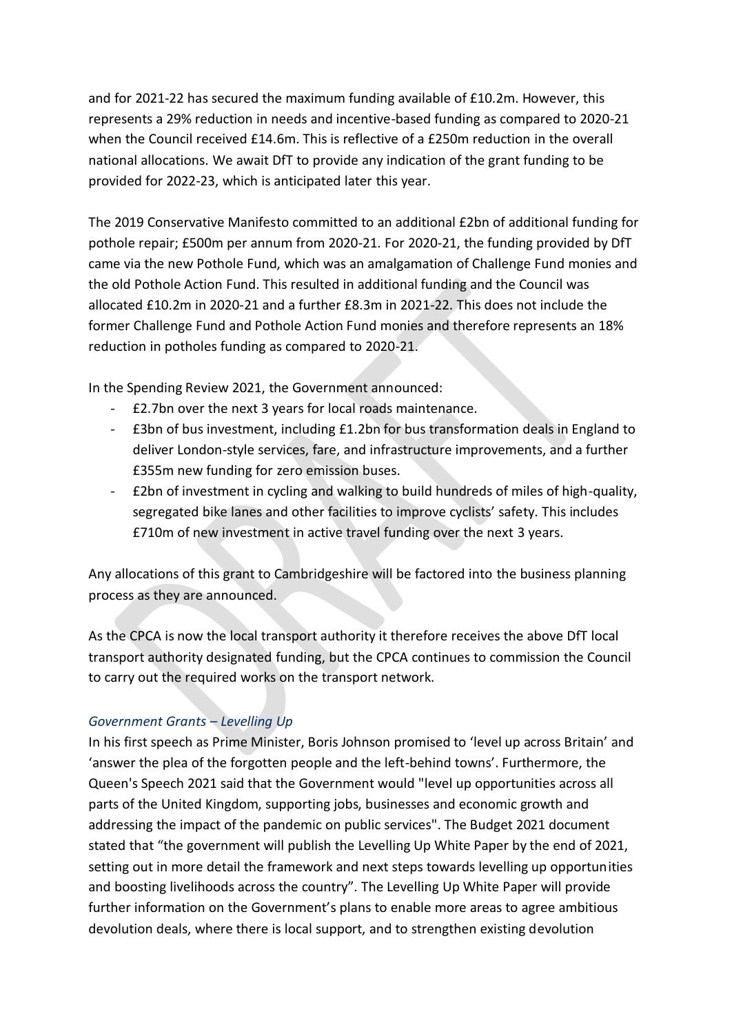and for 2021-22 has secured the maximum funding available of £10.2m. However, this represents a 29% reduction in needs and incentive-based funding as compared to 2020-21 when the Council received £14.6m. This is reflective of a £250m reduction in the overall national allocations. We await DfT to provide any indication of the grant funding to be provided for 2022-23, which is anticipated later this year.

The 2019 Conservative Manifesto committed to an additional £2bn of additional funding for pothole repair; £500m per annum from 2020-21. For 2020-21, the funding provided by DfT came via the new Pothole Fund, which was an amalgamation of Challenge Fund monies and the old Pothole Action Fund. This resulted in additional funding and the Council was allocated £10.2m in 2020-21 and a further £8.3m in 2021-22. This does not include the former Challenge Fund and Pothole Action Fund monies and therefore represents an 18% reduction in potholes funding as compared to 2020-21.

In the Spending Review 2021, the Government announced:

- £2.7bn over the next 3 years for local roads maintenance.
- £3bn of bus investment, including £1.2bn for bus transformation deals in England to deliver London-style services, fare, and infrastructure improvements, and a further £355m new funding for zero emission buses.
- £2bn of investment in cycling and walking to build hundreds of miles of high-quality, segregated bike lanes and other facilities to improve cyclists' safety. This includes £710m of new investment in active travel funding over the next 3 years.

Any allocations of this grant to Cambridgeshire will be factored into the business planning process as they are announced.

As the CPCA is now the local transport authority it therefore receives the above DfT local transport authority designated funding, but the CPCA continues to commission the Council to carry out the required works on the transport network.

*Government Grants – Levelling Up*

In his first speech as Prime Minister, Boris Johnson promised to 'level up across Britain' and 'answer the plea of the forgotten people and the left-behind towns'. Furthermore, the Queen's Speech 2021 said that the Government would "level up opportunities across all parts of the United Kingdom, supporting jobs, businesses and economic growth and addressing the impact of the pandemic on public services". The Budget 2021 document stated that "the government will publish the Levelling Up White Paper by the end of 2021, setting out in more detail the framework and next steps towards levelling up opportunities and boosting livelihoods across the country". The Levelling Up White Paper will provide further information on the Government's plans to enable more areas to agree ambitious devolution deals, where there is local support, and to strengthen existing devolution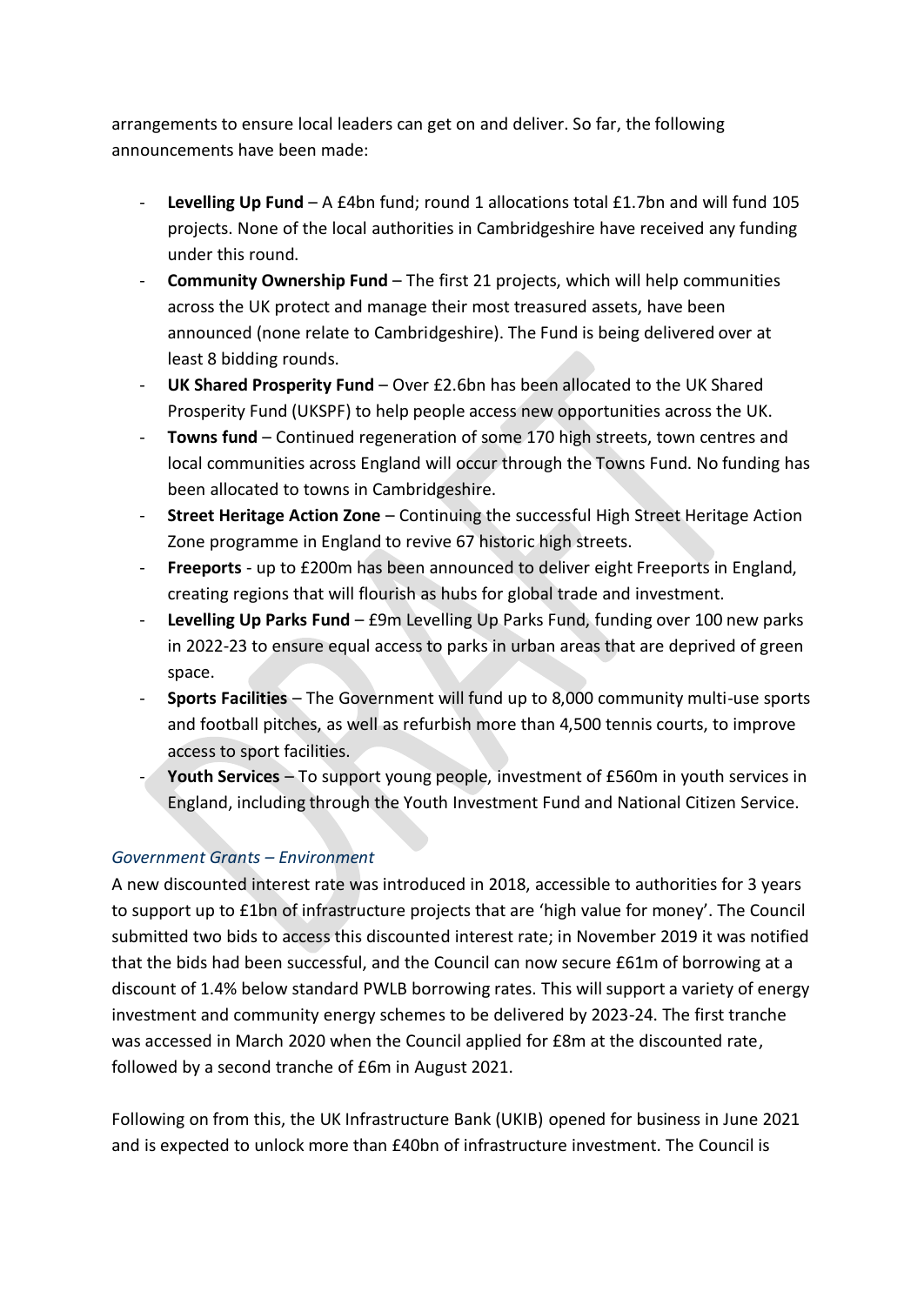arrangements to ensure local leaders can get on and deliver. So far, the following announcements have been made:

- **Levelling Up Fund** – A £4bn fund; round 1 allocations total £1.7bn and will fund 105 projects. None of the local authorities in Cambridgeshire have received any funding under this round.
- **Community Ownership Fund** – The first 21 projects, which will help communities across the UK protect and manage their most treasured assets, have been announced (none relate to Cambridgeshire). The Fund is being delivered over at least 8 bidding rounds.
- **UK Shared Prosperity Fund** – Over £2.6bn has been allocated to the UK Shared Prosperity Fund (UKSPF) to help people access new opportunities across the UK.
- **Towns fund** – Continued regeneration of some 170 high streets, town centres and local communities across England will occur through the Towns Fund. No funding has been allocated to towns in Cambridgeshire.
- **Street Heritage Action Zone** – Continuing the successful High Street Heritage Action Zone programme in England to revive 67 historic high streets.
- **Freeports** - up to £200m has been announced to deliver eight Freeports in England, creating regions that will flourish as hubs for global trade and investment.
- **Levelling Up Parks Fund** – £9m Levelling Up Parks Fund, funding over 100 new parks in 2022-23 to ensure equal access to parks in urban areas that are deprived of green space.
- **Sports Facilities** – The Government will fund up to 8,000 community multi-use sports and football pitches, as well as refurbish more than 4,500 tennis courts, to improve access to sport facilities.
- **Youth Services** – To support young people, investment of £560m in youth services in England, including through the Youth Investment Fund and National Citizen Service.

*Government Grants – Environment*

A new discounted interest rate was introduced in 2018, accessible to authorities for 3 years to support up to £1bn of infrastructure projects that are 'high value for money'. The Council submitted two bids to access this discounted interest rate; in November 2019 it was notified that the bids had been successful, and the Council can now secure £61m of borrowing at a discount of 1.4% below standard PWLB borrowing rates. This will support a variety of energy investment and community energy schemes to be delivered by 2023-24. The first tranche was accessed in March 2020 when the Council applied for £8m at the discounted rate, followed by a second tranche of £6m in August 2021.

Following on from this, the UK Infrastructure Bank (UKIB) opened for business in June 2021 and is expected to unlock more than £40bn of infrastructure investment. The Council is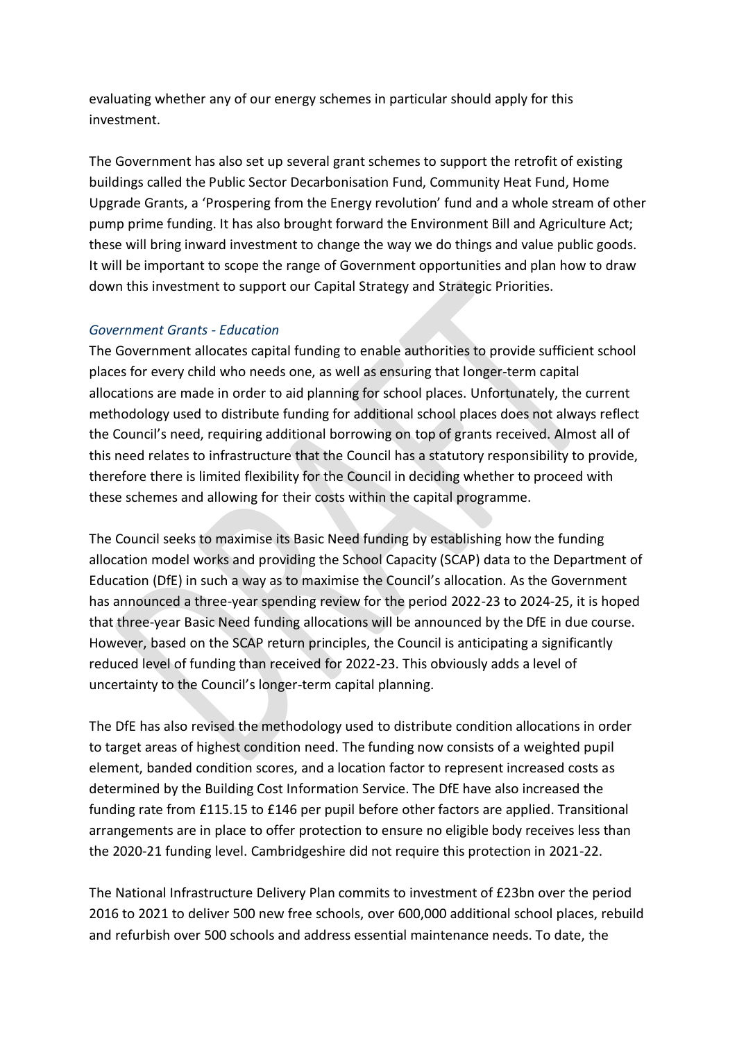evaluating whether any of our energy schemes in particular should apply for this investment.

The Government has also set up several grant schemes to support the retrofit of existing buildings called the Public Sector Decarbonisation Fund, Community Heat Fund, Home Upgrade Grants, a 'Prospering from the Energy revolution' fund and a whole stream of other pump prime funding. It has also brought forward the Environment Bill and Agriculture Act; these will bring inward investment to change the way we do things and value public goods. It will be important to scope the range of Government opportunities and plan how to draw down this investment to support our Capital Strategy and Strategic Priorities.

*Government Grants - Education*

The Government allocates capital funding to enable authorities to provide sufficient school places for every child who needs one, as well as ensuring that longer-term capital allocations are made in order to aid planning for school places. Unfortunately, the current methodology used to distribute funding for additional school places does not always reflect the Council's need, requiring additional borrowing on top of grants received. Almost all of this need relates to infrastructure that the Council has a statutory responsibility to provide, therefore there is limited flexibility for the Council in deciding whether to proceed with these schemes and allowing for their costs within the capital programme.

The Council seeks to maximise its Basic Need funding by establishing how the funding allocation model works and providing the School Capacity (SCAP) data to the Department of Education (DfE) in such a way as to maximise the Council's allocation. As the Government has announced a three-year spending review for the period 2022-23 to 2024-25, it is hoped that three-year Basic Need funding allocations will be announced by the DfE in due course. However, based on the SCAP return principles, the Council is anticipating a significantly reduced level of funding than received for 2022-23. This obviously adds a level of uncertainty to the Council's longer-term capital planning.

The DfE has also revised the methodology used to distribute condition allocations in order to target areas of highest condition need. The funding now consists of a weighted pupil element, banded condition scores, and a location factor to represent increased costs as determined by the Building Cost Information Service. The DfE have also increased the funding rate from £115.15 to £146 per pupil before other factors are applied. Transitional arrangements are in place to offer protection to ensure no eligible body receives less than the 2020-21 funding level. Cambridgeshire did not require this protection in 2021-22.

The National Infrastructure Delivery Plan commits to investment of £23bn over the period 2016 to 2021 to deliver 500 new free schools, over 600,000 additional school places, rebuild and refurbish over 500 schools and address essential maintenance needs. To date, the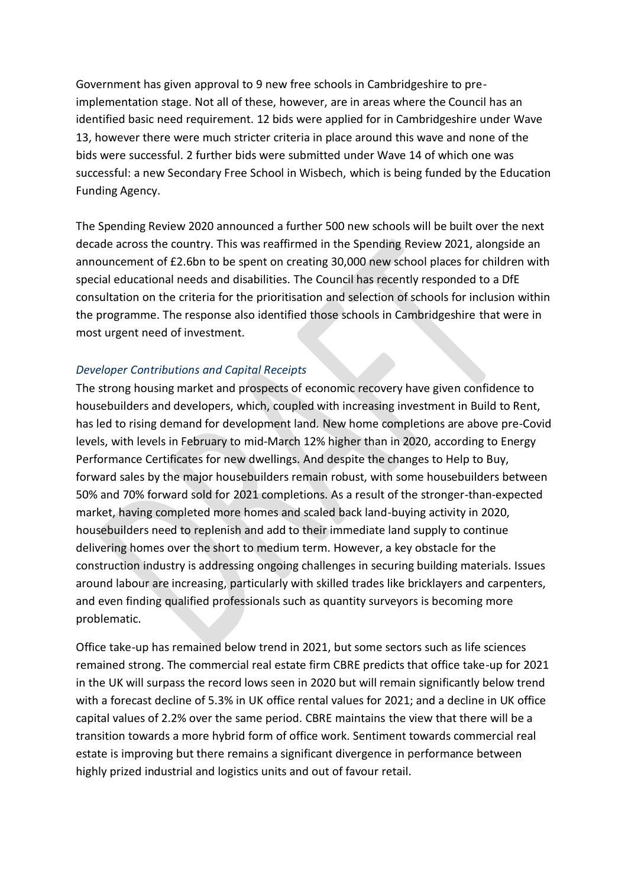Government has given approval to 9 new free schools in Cambridgeshire to pre-implementation stage. Not all of these, however, are in areas where the Council has an identified basic need requirement. 12 bids were applied for in Cambridgeshire under Wave 13, however there were much stricter criteria in place around this wave and none of the bids were successful. 2 further bids were submitted under Wave 14 of which one was successful: a new Secondary Free School in Wisbech, which is being funded by the Education Funding Agency.

The Spending Review 2020 announced a further 500 new schools will be built over the next decade across the country. This was reaffirmed in the Spending Review 2021, alongside an announcement of £2.6bn to be spent on creating 30,000 new school places for children with special educational needs and disabilities. The Council has recently responded to a DfE consultation on the criteria for the prioritisation and selection of schools for inclusion within the programme. The response also identified those schools in Cambridgeshire that were in most urgent need of investment.

*Developer Contributions and Capital Receipts*

The strong housing market and prospects of economic recovery have given confidence to housebuilders and developers, which, coupled with increasing investment in Build to Rent, has led to rising demand for development land. New home completions are above pre-Covid levels, with levels in February to mid-March 12% higher than in 2020, according to Energy Performance Certificates for new dwellings. And despite the changes to Help to Buy, forward sales by the major housebuilders remain robust, with some housebuilders between 50% and 70% forward sold for 2021 completions. As a result of the stronger-than-expected market, having completed more homes and scaled back land-buying activity in 2020, housebuilders need to replenish and add to their immediate land supply to continue delivering homes over the short to medium term. However, a key obstacle for the construction industry is addressing ongoing challenges in securing building materials. Issues around labour are increasing, particularly with skilled trades like bricklayers and carpenters, and even finding qualified professionals such as quantity surveyors is becoming more problematic.

Office take-up has remained below trend in 2021, but some sectors such as life sciences remained strong. The commercial real estate firm CBRE predicts that office take-up for 2021 in the UK will surpass the record lows seen in 2020 but will remain significantly below trend with a forecast decline of 5.3% in UK office rental values for 2021; and a decline in UK office capital values of 2.2% over the same period. CBRE maintains the view that there will be a transition towards a more hybrid form of office work. Sentiment towards commercial real estate is improving but there remains a significant divergence in performance between highly prized industrial and logistics units and out of favour retail.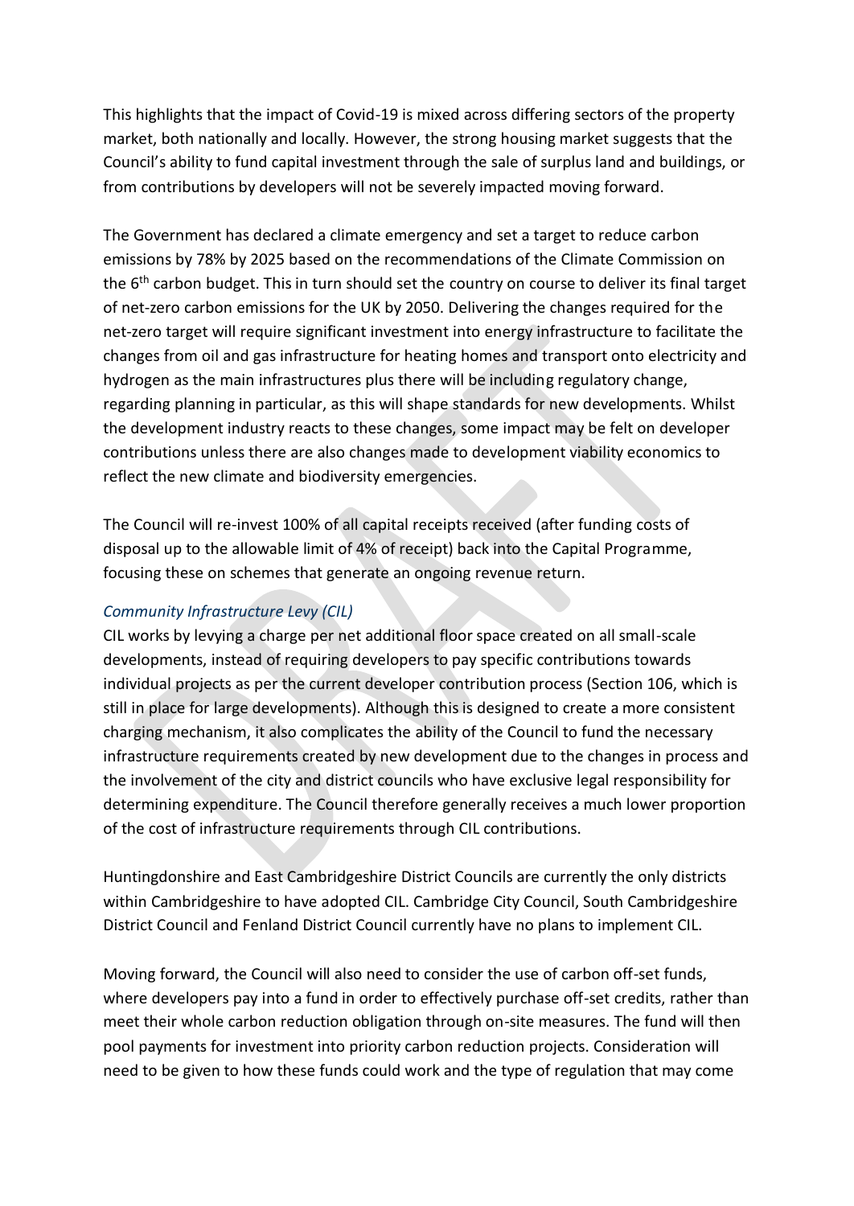This highlights that the impact of Covid-19 is mixed across differing sectors of the property market, both nationally and locally. However, the strong housing market suggests that the Council's ability to fund capital investment through the sale of surplus land and buildings, or from contributions by developers will not be severely impacted moving forward.

The Government has declared a climate emergency and set a target to reduce carbon emissions by 78% by 2025 based on the recommendations of the Climate Commission on the 6th carbon budget. This in turn should set the country on course to deliver its final target of net-zero carbon emissions for the UK by 2050. Delivering the changes required for the net-zero target will require significant investment into energy infrastructure to facilitate the changes from oil and gas infrastructure for heating homes and transport onto electricity and hydrogen as the main infrastructures plus there will be including regulatory change, regarding planning in particular, as this will shape standards for new developments. Whilst the development industry reacts to these changes, some impact may be felt on developer contributions unless there are also changes made to development viability economics to reflect the new climate and biodiversity emergencies.

The Council will re-invest 100% of all capital receipts received (after funding costs of disposal up to the allowable limit of 4% of receipt) back into the Capital Programme, focusing these on schemes that generate an ongoing revenue return.

*Community Infrastructure Levy (CIL)*

CIL works by levying a charge per net additional floor space created on all small-scale developments, instead of requiring developers to pay specific contributions towards individual projects as per the current developer contribution process (Section 106, which is still in place for large developments). Although this is designed to create a more consistent charging mechanism, it also complicates the ability of the Council to fund the necessary infrastructure requirements created by new development due to the changes in process and the involvement of the city and district councils who have exclusive legal responsibility for determining expenditure. The Council therefore generally receives a much lower proportion of the cost of infrastructure requirements through CIL contributions.

Huntingdonshire and East Cambridgeshire District Councils are currently the only districts within Cambridgeshire to have adopted CIL. Cambridge City Council, South Cambridgeshire District Council and Fenland District Council currently have no plans to implement CIL.

Moving forward, the Council will also need to consider the use of carbon off-set funds, where developers pay into a fund in order to effectively purchase off-set credits, rather than meet their whole carbon reduction obligation through on-site measures. The fund will then pool payments for investment into priority carbon reduction projects. Consideration will need to be given to how these funds could work and the type of regulation that may come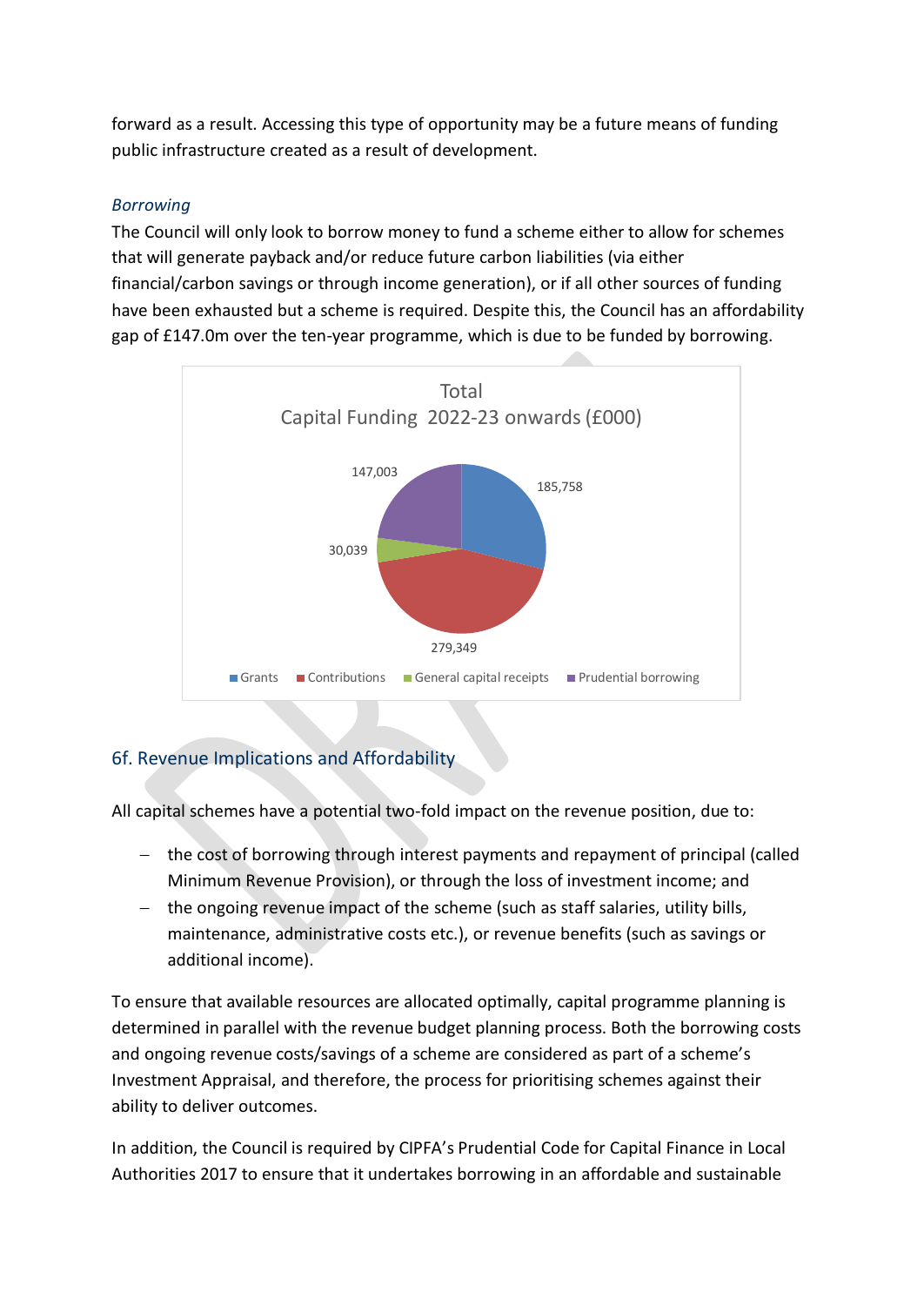forward as a result. Accessing this type of opportunity may be a future means of funding public infrastructure created as a result of development.

*Borrowing*

The Council will only look to borrow money to fund a scheme either to allow for schemes that will generate payback and/or reduce future carbon liabilities (via either financial/carbon savings or through income generation), or if all other sources of funding have been exhausted but a scheme is required. Despite this, the Council has an affordability gap of £147.0m over the ten-year programme, which is due to be funded by borrowing.

Total Capital Funding 2022-23 onwards (£000)

| Source | £000 |
| --- | --- |
| Grants | 185,758 |
| Contributions | 279,349 |
| General capital receipts | 30,039 |
| Prudential borrowing | 147,003 |

## 6f. Revenue Implications and Affordability

All capital schemes have a potential two-fold impact on the revenue position, due to:

- the cost of borrowing through interest payments and repayment of principal (called Minimum Revenue Provision), or through the loss of investment income; and
- the ongoing revenue impact of the scheme (such as staff salaries, utility bills, maintenance, administrative costs etc.), or revenue benefits (such as savings or additional income).

To ensure that available resources are allocated optimally, capital programme planning is determined in parallel with the revenue budget planning process. Both the borrowing costs and ongoing revenue costs/savings of a scheme are considered as part of a scheme's Investment Appraisal, and therefore, the process for prioritising schemes against their ability to deliver outcomes.

In addition, the Council is required by CIPFA's Prudential Code for Capital Finance in Local Authorities 2017 to ensure that it undertakes borrowing in an affordable and sustainable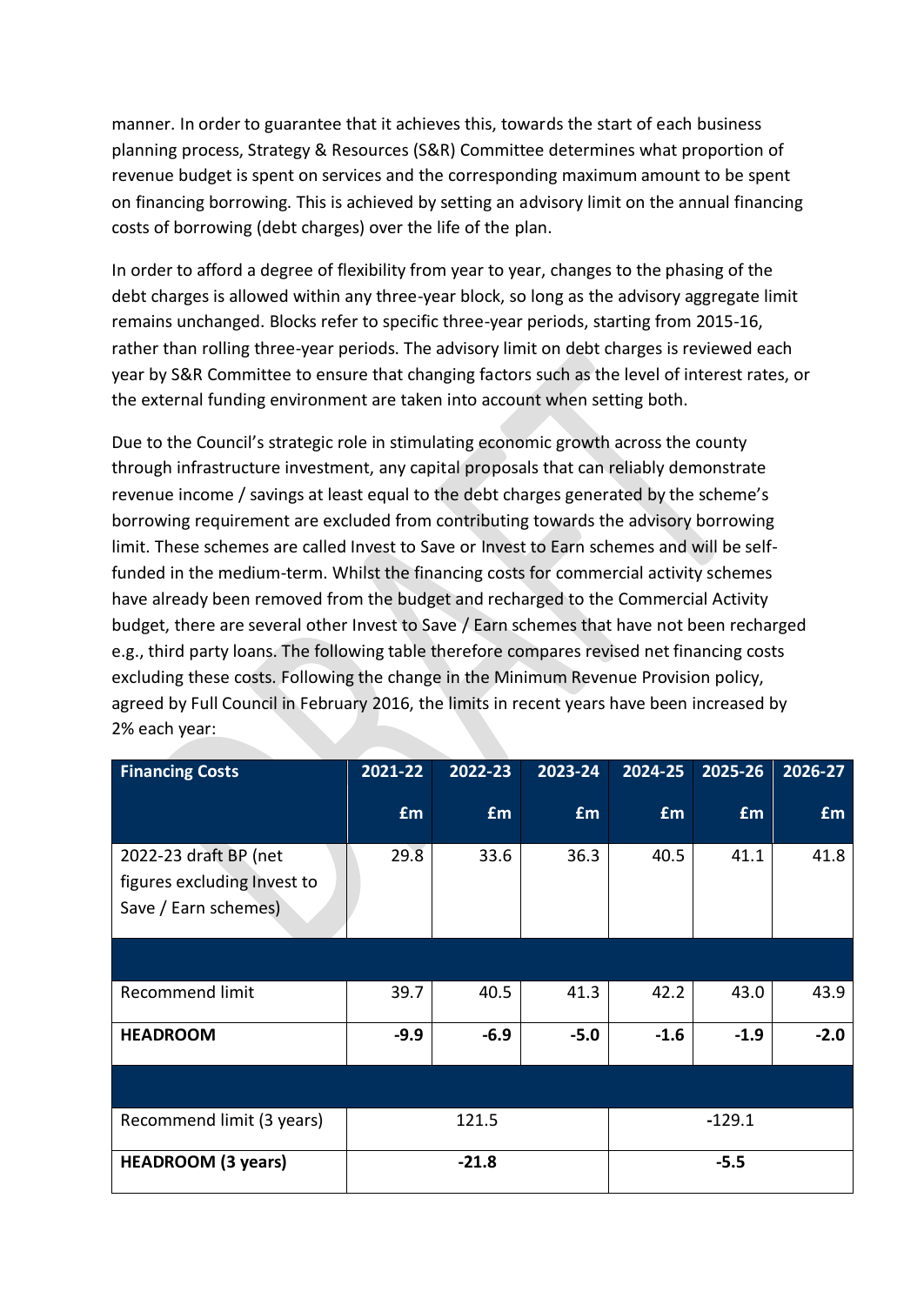manner. In order to guarantee that it achieves this, towards the start of each business planning process, Strategy & Resources (S&R) Committee determines what proportion of revenue budget is spent on services and the corresponding maximum amount to be spent on financing borrowing. This is achieved by setting an advisory limit on the annual financing costs of borrowing (debt charges) over the life of the plan.

In order to afford a degree of flexibility from year to year, changes to the phasing of the debt charges is allowed within any three-year block, so long as the advisory aggregate limit remains unchanged. Blocks refer to specific three-year periods, starting from 2015-16, rather than rolling three-year periods. The advisory limit on debt charges is reviewed each year by S&R Committee to ensure that changing factors such as the level of interest rates, or the external funding environment are taken into account when setting both.

Due to the Council's strategic role in stimulating economic growth across the county through infrastructure investment, any capital proposals that can reliably demonstrate revenue income / savings at least equal to the debt charges generated by the scheme's borrowing requirement are excluded from contributing towards the advisory borrowing limit. These schemes are called Invest to Save or Invest to Earn schemes and will be self-funded in the medium-term. Whilst the financing costs for commercial activity schemes have already been removed from the budget and recharged to the Commercial Activity budget, there are several other Invest to Save / Earn schemes that have not been recharged e.g., third party loans. The following table therefore compares revised net financing costs excluding these costs. Following the change in the Minimum Revenue Provision policy, agreed by Full Council in February 2016, the limits in recent years have been increased by 2% each year:

| **Financing Costs** | **2021-22** | **2022-23** | **2023-24** | **2024-25** | **2025-26** | **2026-27** |
|---|---|---|---|---|---|---|
| | **£m** | **£m** | **£m** | **£m** | **£m** | **£m** |
| 2022-23 draft BP (net figures excluding Invest to Save / Earn schemes) | 29.8 | 33.6 | 36.3 | 40.5 | 41.1 | 41.8 |
| | | | | | | |
| Recommend limit | 39.7 | 40.5 | 41.3 | 42.2 | 43.0 | 43.9 |
| **HEADROOM** | **-9.9** | **-6.9** | **-5.0** | **-1.6** | **-1.9** | **-2.0** |
| | | | | | | |
| Recommend limit (3 years) | | 121.5 | | | -129.1 | |
| **HEADROOM (3 years)** | | **-21.8** | | | **-5.5** | |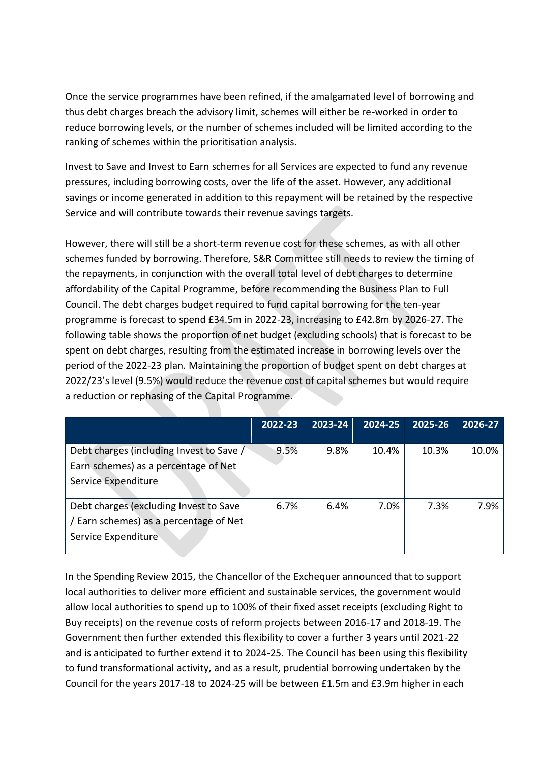Once the service programmes have been refined, if the amalgamated level of borrowing and thus debt charges breach the advisory limit, schemes will either be re-worked in order to reduce borrowing levels, or the number of schemes included will be limited according to the ranking of schemes within the prioritisation analysis.

Invest to Save and Invest to Earn schemes for all Services are expected to fund any revenue pressures, including borrowing costs, over the life of the asset. However, any additional savings or income generated in addition to this repayment will be retained by the respective Service and will contribute towards their revenue savings targets.

However, there will still be a short-term revenue cost for these schemes, as with all other schemes funded by borrowing. Therefore, S&R Committee still needs to review the timing of the repayments, in conjunction with the overall total level of debt charges to determine affordability of the Capital Programme, before recommending the Business Plan to Full Council. The debt charges budget required to fund capital borrowing for the ten-year programme is forecast to spend £34.5m in 2022-23, increasing to £42.8m by 2026-27. The following table shows the proportion of net budget (excluding schools) that is forecast to be spent on debt charges, resulting from the estimated increase in borrowing levels over the period of the 2022-23 plan. Maintaining the proportion of budget spent on debt charges at 2022/23's level (9.5%) would reduce the revenue cost of capital schemes but would require a reduction or rephasing of the Capital Programme.

| | 2022-23 | 2023-24 | 2024-25 | 2025-26 | 2026-27 |
|---|---|---|---|---|---|
| Debt charges (including Invest to Save / Earn schemes) as a percentage of Net Service Expenditure | 9.5% | 9.8% | 10.4% | 10.3% | 10.0% |
| Debt charges (excluding Invest to Save / Earn schemes) as a percentage of Net Service Expenditure | 6.7% | 6.4% | 7.0% | 7.3% | 7.9% |

In the Spending Review 2015, the Chancellor of the Exchequer announced that to support local authorities to deliver more efficient and sustainable services, the government would allow local authorities to spend up to 100% of their fixed asset receipts (excluding Right to Buy receipts) on the revenue costs of reform projects between 2016-17 and 2018-19. The Government then further extended this flexibility to cover a further 3 years until 2021-22 and is anticipated to further extend it to 2024-25. The Council has been using this flexibility to fund transformational activity, and as a result, prudential borrowing undertaken by the Council for the years 2017-18 to 2024-25 will be between £1.5m and £3.9m higher in each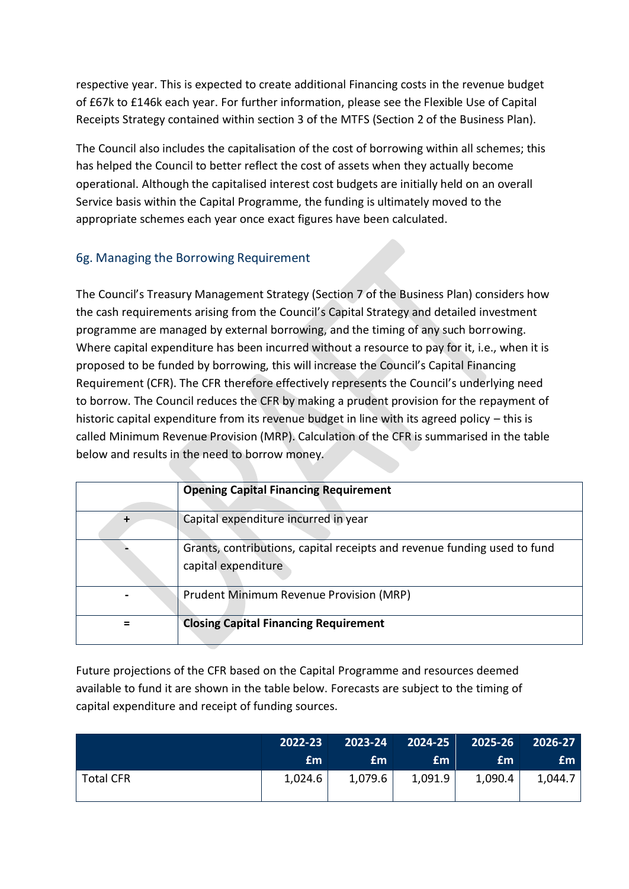respective year. This is expected to create additional Financing costs in the revenue budget of £67k to £146k each year. For further information, please see the Flexible Use of Capital Receipts Strategy contained within section 3 of the MTFS (Section 2 of the Business Plan).

The Council also includes the capitalisation of the cost of borrowing within all schemes; this has helped the Council to better reflect the cost of assets when they actually become operational. Although the capitalised interest cost budgets are initially held on an overall Service basis within the Capital Programme, the funding is ultimately moved to the appropriate schemes each year once exact figures have been calculated.

### 6g. Managing the Borrowing Requirement

The Council's Treasury Management Strategy (Section 7 of the Business Plan) considers how the cash requirements arising from the Council's Capital Strategy and detailed investment programme are managed by external borrowing, and the timing of any such borrowing. Where capital expenditure has been incurred without a resource to pay for it, i.e., when it is proposed to be funded by borrowing, this will increase the Council's Capital Financing Requirement (CFR). The CFR therefore effectively represents the Council's underlying need to borrow. The Council reduces the CFR by making a prudent provision for the repayment of historic capital expenditure from its revenue budget in line with its agreed policy – this is called Minimum Revenue Provision (MRP). Calculation of the CFR is summarised in the table below and results in the need to borrow money.

| | **Opening Capital Financing Requirement** |
|---|---|
| + | Capital expenditure incurred in year |
| - | Grants, contributions, capital receipts and revenue funding used to fund capital expenditure |
| - | Prudent Minimum Revenue Provision (MRP) |
| = | **Closing Capital Financing Requirement** |

Future projections of the CFR based on the Capital Programme and resources deemed available to fund it are shown in the table below. Forecasts are subject to the timing of capital expenditure and receipt of funding sources.

| | 2022-23 £m | 2023-24 £m | 2024-25 £m | 2025-26 £m | 2026-27 £m |
|---|---|---|---|---|---|
| Total CFR | 1,024.6 | 1,079.6 | 1,091.9 | 1,090.4 | 1,044.7 |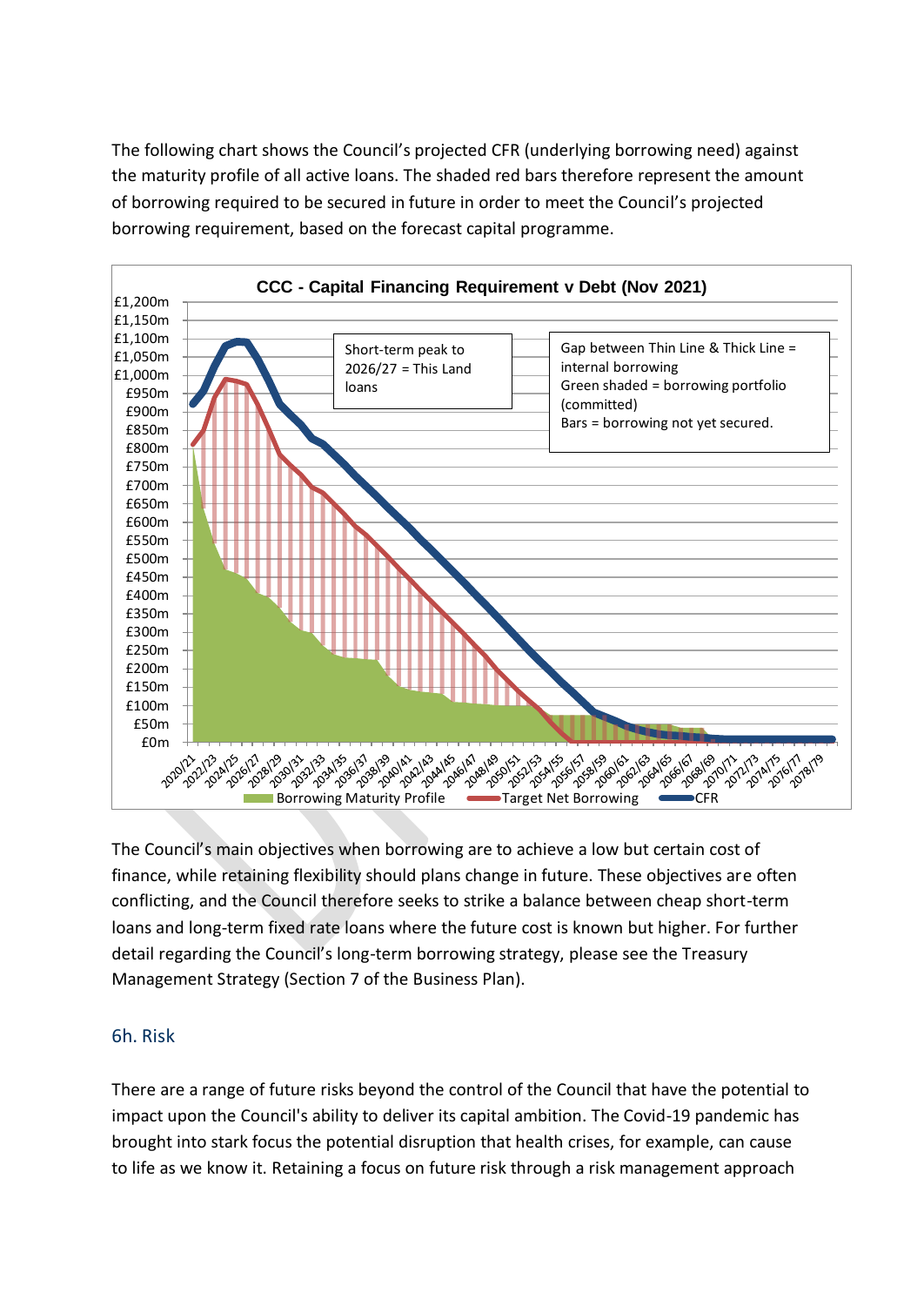The following chart shows the Council's projected CFR (underlying borrowing need) against the maturity profile of all active loans. The shaded red bars therefore represent the amount of borrowing required to be secured in future in order to meet the Council's projected borrowing requirement, based on the forecast capital programme.

The Council's main objectives when borrowing are to achieve a low but certain cost of finance, while retaining flexibility should plans change in future. These objectives are often conflicting, and the Council therefore seeks to strike a balance between cheap short-term loans and long-term fixed rate loans where the future cost is known but higher. For further detail regarding the Council's long-term borrowing strategy, please see the Treasury Management Strategy (Section 7 of the Business Plan).

## 6h. Risk

There are a range of future risks beyond the control of the Council that have the potential to impact upon the Council's ability to deliver its capital ambition. The Covid-19 pandemic has brought into stark focus the potential disruption that health crises, for example, can cause to life as we know it. Retaining a focus on future risk through a risk management approach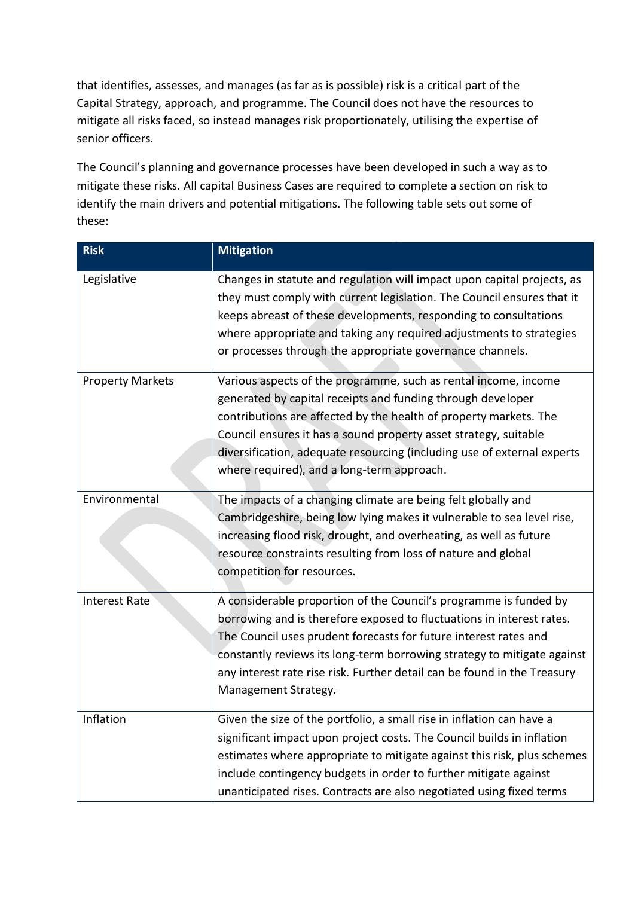that identifies, assesses, and manages (as far as is possible) risk is a critical part of the Capital Strategy, approach, and programme. The Council does not have the resources to mitigate all risks faced, so instead manages risk proportionately, utilising the expertise of senior officers.

The Council's planning and governance processes have been developed in such a way as to mitigate these risks. All capital Business Cases are required to complete a section on risk to identify the main drivers and potential mitigations. The following table sets out some of these:

| Risk | Mitigation |
| --- | --- |
| Legislative | Changes in statute and regulation will impact upon capital projects, as they must comply with current legislation. The Council ensures that it keeps abreast of these developments, responding to consultations where appropriate and taking any required adjustments to strategies or processes through the appropriate governance channels. |
| Property Markets | Various aspects of the programme, such as rental income, income generated by capital receipts and funding through developer contributions are affected by the health of property markets. The Council ensures it has a sound property asset strategy, suitable diversification, adequate resourcing (including use of external experts where required), and a long-term approach. |
| Environmental | The impacts of a changing climate are being felt globally and Cambridgeshire, being low lying makes it vulnerable to sea level rise, increasing flood risk, drought, and overheating, as well as future resource constraints resulting from loss of nature and global competition for resources. |
| Interest Rate | A considerable proportion of the Council's programme is funded by borrowing and is therefore exposed to fluctuations in interest rates. The Council uses prudent forecasts for future interest rates and constantly reviews its long-term borrowing strategy to mitigate against any interest rate rise risk. Further detail can be found in the Treasury Management Strategy. |
| Inflation | Given the size of the portfolio, a small rise in inflation can have a significant impact upon project costs. The Council builds in inflation estimates where appropriate to mitigate against this risk, plus schemes include contingency budgets in order to further mitigate against unanticipated rises. Contracts are also negotiated using fixed terms |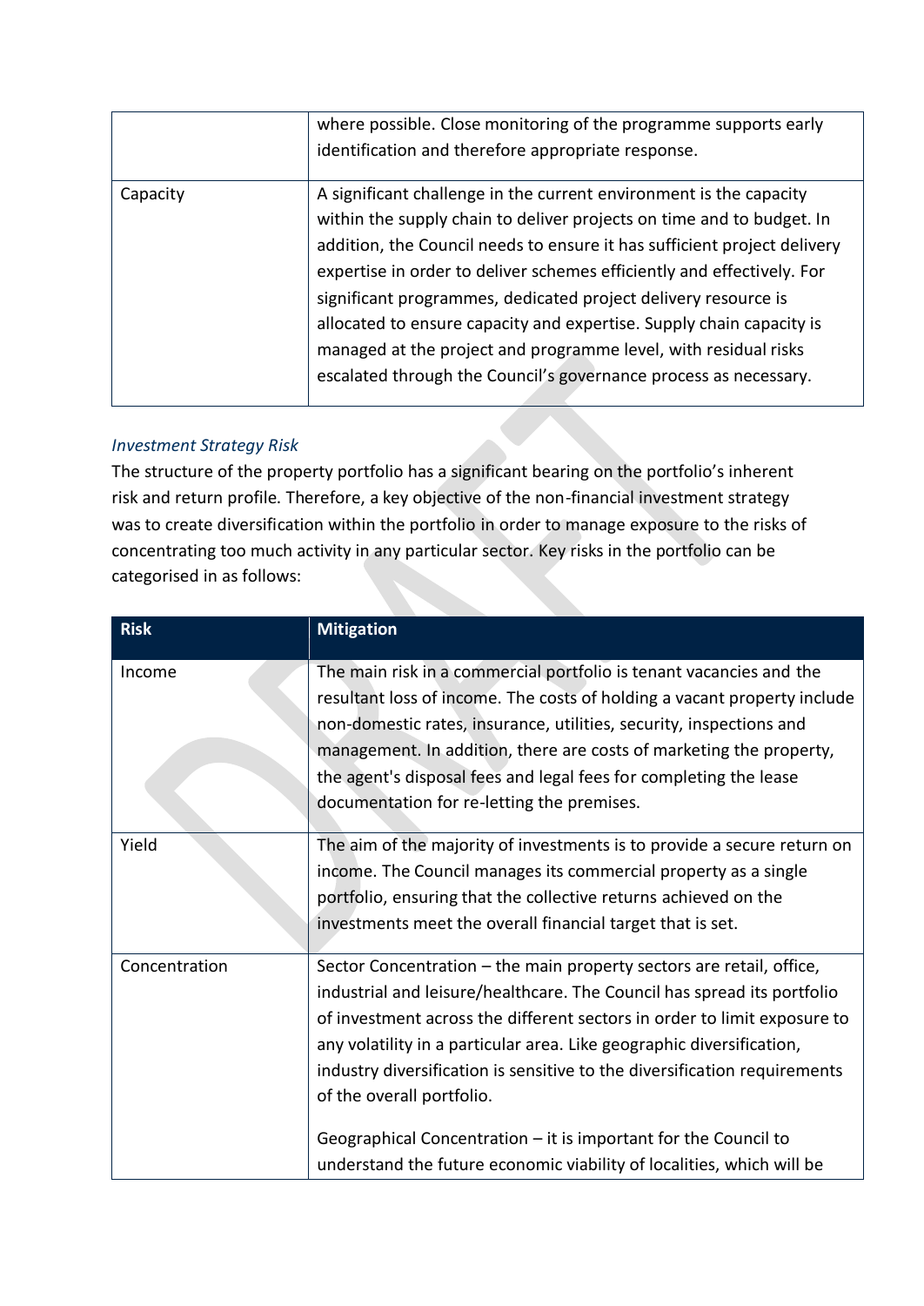|  |  |
|---|---|
|  | where possible. Close monitoring of the programme supports early identification and therefore appropriate response. |
| Capacity | A significant challenge in the current environment is the capacity within the supply chain to deliver projects on time and to budget. In addition, the Council needs to ensure it has sufficient project delivery expertise in order to deliver schemes efficiently and effectively. For significant programmes, dedicated project delivery resource is allocated to ensure capacity and expertise. Supply chain capacity is managed at the project and programme level, with residual risks escalated through the Council's governance process as necessary. |

*Investment Strategy Risk*

The structure of the property portfolio has a significant bearing on the portfolio's inherent risk and return profile. Therefore, a key objective of the non-financial investment strategy was to create diversification within the portfolio in order to manage exposure to the risks of concentrating too much activity in any particular sector. Key risks in the portfolio can be categorised in as follows:

| Risk | Mitigation |
|---|---|
| Income | The main risk in a commercial portfolio is tenant vacancies and the resultant loss of income. The costs of holding a vacant property include non-domestic rates, insurance, utilities, security, inspections and management. In addition, there are costs of marketing the property, the agent's disposal fees and legal fees for completing the lease documentation for re-letting the premises. |
| Yield | The aim of the majority of investments is to provide a secure return on income. The Council manages its commercial property as a single portfolio, ensuring that the collective returns achieved on the investments meet the overall financial target that is set. |
| Concentration | Sector Concentration – the main property sectors are retail, office, industrial and leisure/healthcare. The Council has spread its portfolio of investment across the different sectors in order to limit exposure to any volatility in a particular area. Like geographic diversification, industry diversification is sensitive to the diversification requirements of the overall portfolio.<br><br>Geographical Concentration – it is important for the Council to understand the future economic viability of localities, which will be |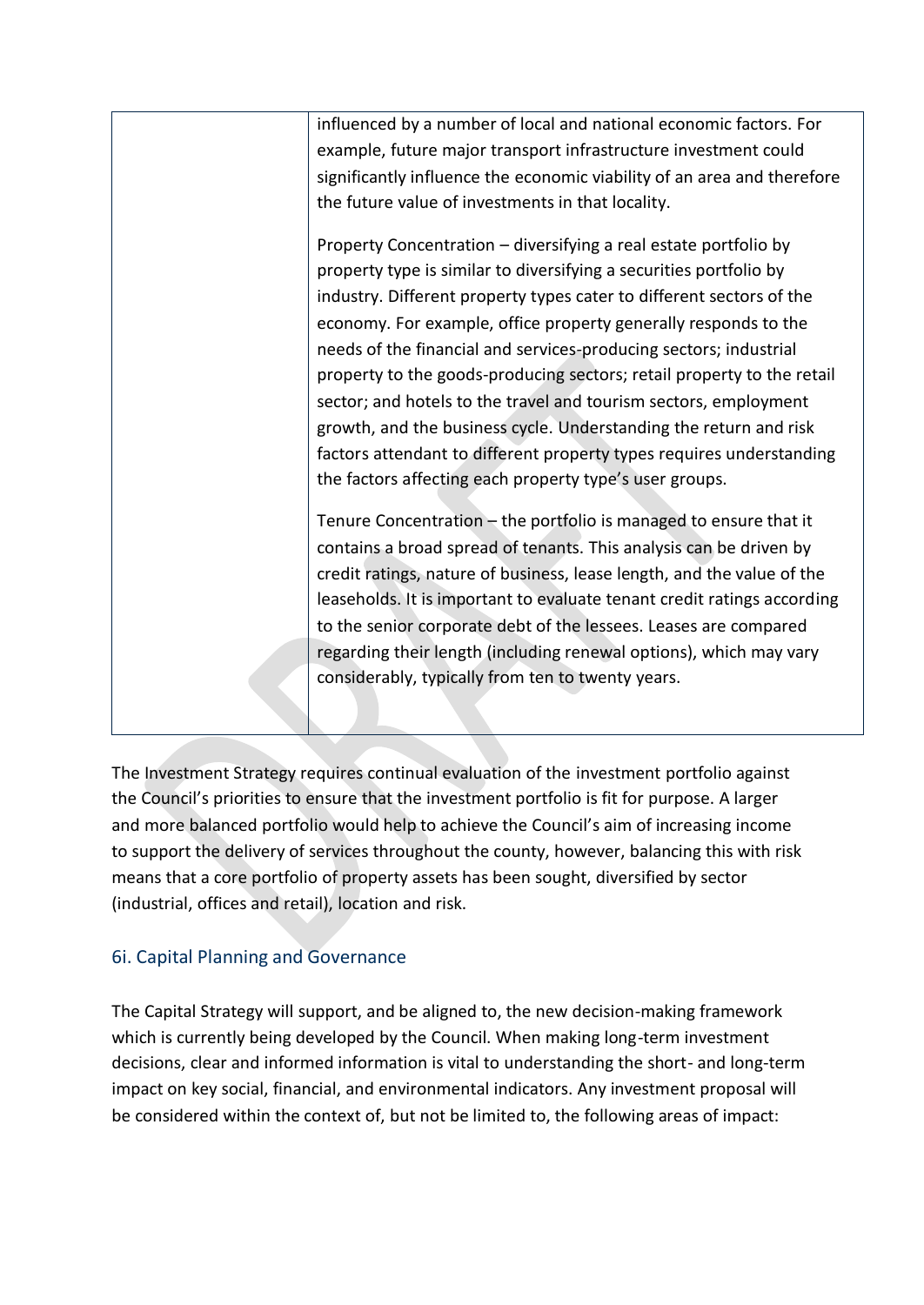| | influenced by a number of local and national economic factors. For example, future major transport infrastructure investment could significantly influence the economic viability of an area and therefore the future value of investments in that locality.<br><br>Property Concentration – diversifying a real estate portfolio by property type is similar to diversifying a securities portfolio by industry. Different property types cater to different sectors of the economy. For example, office property generally responds to the needs of the financial and services-producing sectors; industrial property to the goods-producing sectors; retail property to the retail sector; and hotels to the travel and tourism sectors, employment growth, and the business cycle. Understanding the return and risk factors attendant to different property types requires understanding the factors affecting each property type's user groups.<br><br>Tenure Concentration – the portfolio is managed to ensure that it contains a broad spread of tenants. This analysis can be driven by credit ratings, nature of business, lease length, and the value of the leaseholds. It is important to evaluate tenant credit ratings according to the senior corporate debt of the lessees. Leases are compared regarding their length (including renewal options), which may vary considerably, typically from ten to twenty years. |
|---|---|

The Investment Strategy requires continual evaluation of the investment portfolio against the Council's priorities to ensure that the investment portfolio is fit for purpose. A larger and more balanced portfolio would help to achieve the Council's aim of increasing income to support the delivery of services throughout the county, however, balancing this with risk means that a core portfolio of property assets has been sought, diversified by sector (industrial, offices and retail), location and risk.

## 6i. Capital Planning and Governance

The Capital Strategy will support, and be aligned to, the new decision-making framework which is currently being developed by the Council. When making long-term investment decisions, clear and informed information is vital to understanding the short- and long-term impact on key social, financial, and environmental indicators. Any investment proposal will be considered within the context of, but not be limited to, the following areas of impact: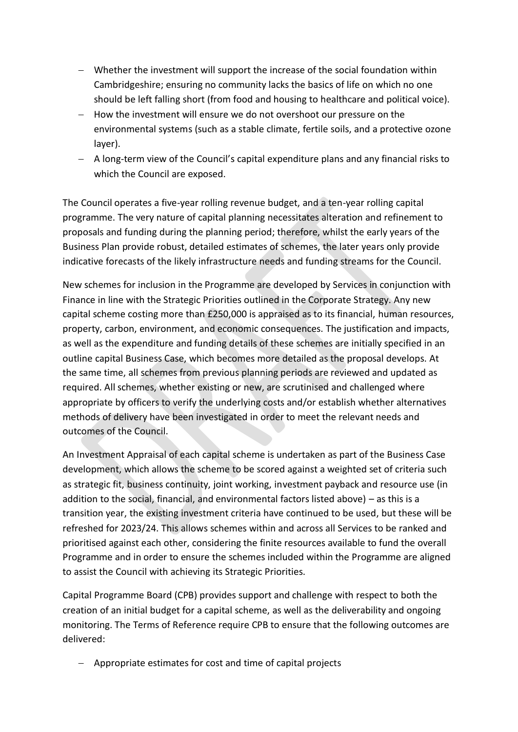- Whether the investment will support the increase of the social foundation within Cambridgeshire; ensuring no community lacks the basics of life on which no one should be left falling short (from food and housing to healthcare and political voice).
- How the investment will ensure we do not overshoot our pressure on the environmental systems (such as a stable climate, fertile soils, and a protective ozone layer).
- A long-term view of the Council's capital expenditure plans and any financial risks to which the Council are exposed.

The Council operates a five-year rolling revenue budget, and a ten-year rolling capital programme. The very nature of capital planning necessitates alteration and refinement to proposals and funding during the planning period; therefore, whilst the early years of the Business Plan provide robust, detailed estimates of schemes, the later years only provide indicative forecasts of the likely infrastructure needs and funding streams for the Council.

New schemes for inclusion in the Programme are developed by Services in conjunction with Finance in line with the Strategic Priorities outlined in the Corporate Strategy. Any new capital scheme costing more than £250,000 is appraised as to its financial, human resources, property, carbon, environment, and economic consequences. The justification and impacts, as well as the expenditure and funding details of these schemes are initially specified in an outline capital Business Case, which becomes more detailed as the proposal develops. At the same time, all schemes from previous planning periods are reviewed and updated as required. All schemes, whether existing or new, are scrutinised and challenged where appropriate by officers to verify the underlying costs and/or establish whether alternatives methods of delivery have been investigated in order to meet the relevant needs and outcomes of the Council.

An Investment Appraisal of each capital scheme is undertaken as part of the Business Case development, which allows the scheme to be scored against a weighted set of criteria such as strategic fit, business continuity, joint working, investment payback and resource use (in addition to the social, financial, and environmental factors listed above) – as this is a transition year, the existing investment criteria have continued to be used, but these will be refreshed for 2023/24. This allows schemes within and across all Services to be ranked and prioritised against each other, considering the finite resources available to fund the overall Programme and in order to ensure the schemes included within the Programme are aligned to assist the Council with achieving its Strategic Priorities.

Capital Programme Board (CPB) provides support and challenge with respect to both the creation of an initial budget for a capital scheme, as well as the deliverability and ongoing monitoring. The Terms of Reference require CPB to ensure that the following outcomes are delivered:

- Appropriate estimates for cost and time of capital projects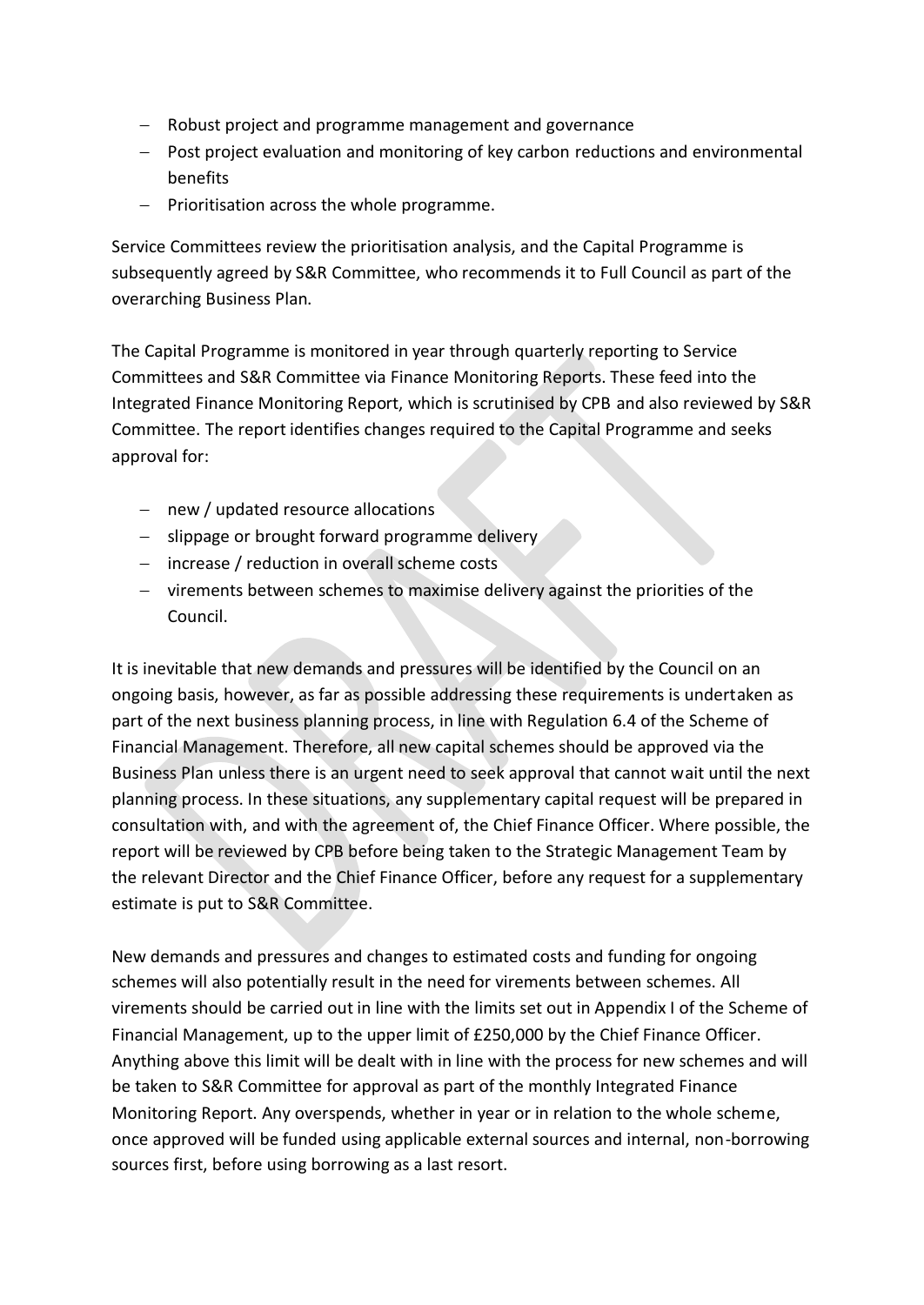- Robust project and programme management and governance
- Post project evaluation and monitoring of key carbon reductions and environmental benefits
- Prioritisation across the whole programme.

Service Committees review the prioritisation analysis, and the Capital Programme is subsequently agreed by S&R Committee, who recommends it to Full Council as part of the overarching Business Plan.

The Capital Programme is monitored in year through quarterly reporting to Service Committees and S&R Committee via Finance Monitoring Reports. These feed into the Integrated Finance Monitoring Report, which is scrutinised by CPB and also reviewed by S&R Committee. The report identifies changes required to the Capital Programme and seeks approval for:

- new / updated resource allocations
- slippage or brought forward programme delivery
- increase / reduction in overall scheme costs
- virements between schemes to maximise delivery against the priorities of the Council.

It is inevitable that new demands and pressures will be identified by the Council on an ongoing basis, however, as far as possible addressing these requirements is undertaken as part of the next business planning process, in line with Regulation 6.4 of the Scheme of Financial Management. Therefore, all new capital schemes should be approved via the Business Plan unless there is an urgent need to seek approval that cannot wait until the next planning process. In these situations, any supplementary capital request will be prepared in consultation with, and with the agreement of, the Chief Finance Officer. Where possible, the report will be reviewed by CPB before being taken to the Strategic Management Team by the relevant Director and the Chief Finance Officer, before any request for a supplementary estimate is put to S&R Committee.

New demands and pressures and changes to estimated costs and funding for ongoing schemes will also potentially result in the need for virements between schemes. All virements should be carried out in line with the limits set out in Appendix I of the Scheme of Financial Management, up to the upper limit of £250,000 by the Chief Finance Officer. Anything above this limit will be dealt with in line with the process for new schemes and will be taken to S&R Committee for approval as part of the monthly Integrated Finance Monitoring Report. Any overspends, whether in year or in relation to the whole scheme, once approved will be funded using applicable external sources and internal, non-borrowing sources first, before using borrowing as a last resort.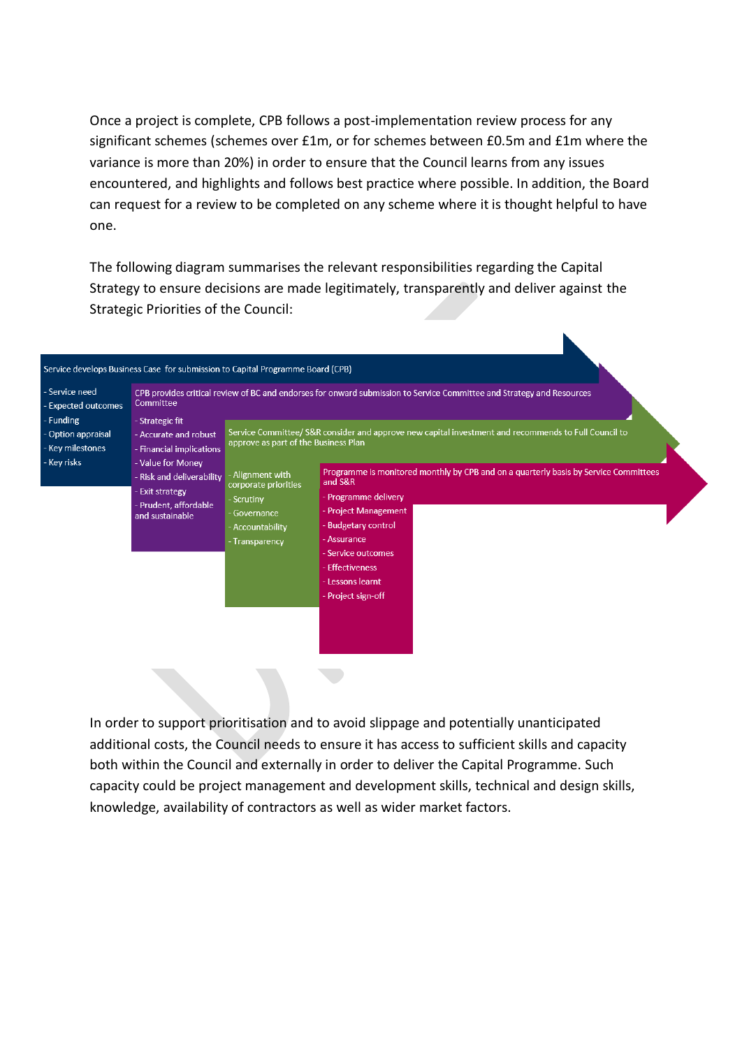Once a project is complete, CPB follows a post-implementation review process for any significant schemes (schemes over £1m, or for schemes between £0.5m and £1m where the variance is more than 20%) in order to ensure that the Council learns from any issues encountered, and highlights and follows best practice where possible. In addition, the Board can request for a review to be completed on any scheme where it is thought helpful to have one.

The following diagram summarises the relevant responsibilities regarding the Capital Strategy to ensure decisions are made legitimately, transparently and deliver against the Strategic Priorities of the Council:

Service develops Business Case for submission to Capital Programme Board (CPB)

- Service need
- Expected outcomes
- Funding
- Option appraisal
- Key milestones
- Key risks

CPB provides critical review of BC and endorses for onward submission to Service Committee and Strategy and Resources Committee

- Strategic fit
- Accurate and robust
- Financial implications
- Value for Money
- Risk and deliverability
- Exit strategy
- Prudent, affordable and sustainable

Service Committee/ S&R consider and approve new capital investment and recommends to Full Council to approve as part of the Business Plan

- Alignment with corporate priorities
- Scrutiny
- Governance
- Accountability
- Transparency

Programme is monitored monthly by CPB and on a quarterly basis by Service Committees and S&R

- Programme delivery
- Project Management
- Budgetary control
- Assurance
- Service outcomes
- Effectiveness
- Lessons learnt
- Project sign-off

In order to support prioritisation and to avoid slippage and potentially unanticipated additional costs, the Council needs to ensure it has access to sufficient skills and capacity both within the Council and externally in order to deliver the Capital Programme. Such capacity could be project management and development skills, technical and design skills, knowledge, availability of contractors as well as wider market factors.